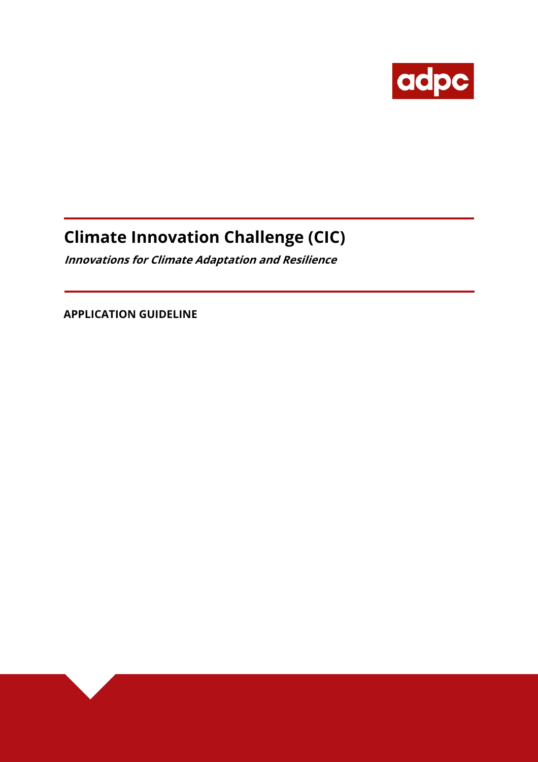adpc

# Climate Innovation Challenge (CIC)

***Innovations for Climate Adaptation and Resilience***

**APPLICATION GUIDELINE**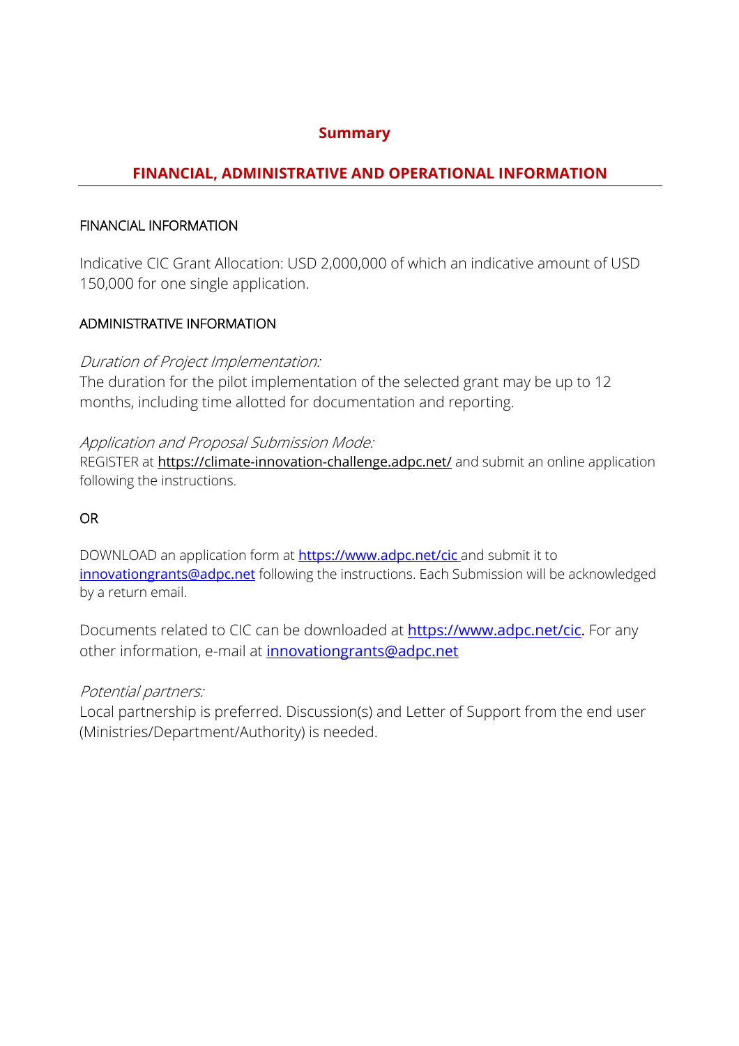## Summary

## FINANCIAL, ADMINISTRATIVE AND OPERATIONAL INFORMATION

---

FINANCIAL INFORMATION

Indicative CIC Grant Allocation: USD 2,000,000 of which an indicative amount of USD 150,000 for one single application.

ADMINISTRATIVE INFORMATION

*Duration of Project Implementation:*
The duration for the pilot implementation of the selected grant may be up to 12 months, including time allotted for documentation and reporting.

*Application and Proposal Submission Mode:*
REGISTER at https://climate-innovation-challenge.adpc.net/ and submit an online application following the instructions.

OR

DOWNLOAD an application form at https://www.adpc.net/cic and submit it to innovationgrants@adpc.net following the instructions. Each Submission will be acknowledged by a return email.

Documents related to CIC can be downloaded at https://www.adpc.net/cic. For any other information, e-mail at innovationgrants@adpc.net

*Potential partners:*
Local partnership is preferred. Discussion(s) and Letter of Support from the end user (Ministries/Department/Authority) is needed.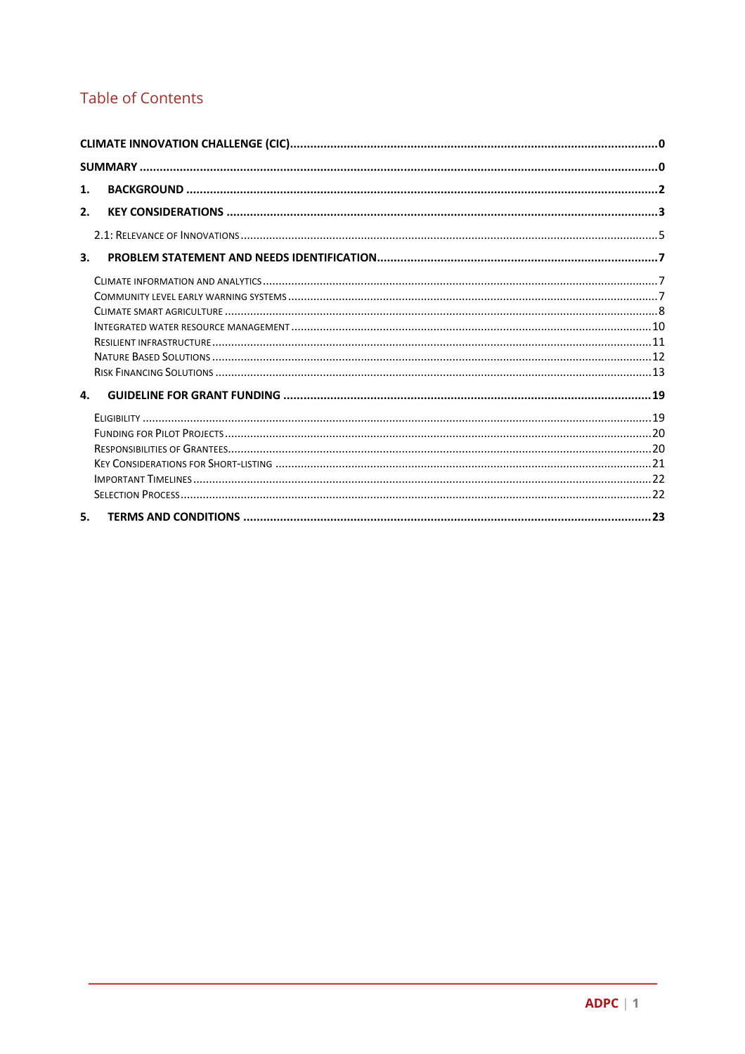# Table of Contents

**CLIMATE INNOVATION CHALLENGE (CIC)** ........................................ **0**

**SUMMARY** ........................................ **0**

**1. BACKGROUND** ........................................ **2**

**2. KEY CONSIDERATIONS** ........................................ **3**

- 2.1: Relevance of Innovations ........................................ 5

**3. PROBLEM STATEMENT AND NEEDS IDENTIFICATION** ........................................ **7**

- Climate information and analytics ........................................ 7
- Community level early warning systems ........................................ 7
- Climate smart agriculture ........................................ 8
- Integrated water resource management ........................................ 10
- Resilient infrastructure ........................................ 11
- Nature Based Solutions ........................................ 12
- Risk Financing Solutions ........................................ 13

**4. GUIDELINE FOR GRANT FUNDING** ........................................ **19**

- Eligibility ........................................ 19
- Funding for Pilot Projects ........................................ 20
- Responsibilities of Grantees ........................................ 20
- Key Considerations for Short-listing ........................................ 21
- Important Timelines ........................................ 22
- Selection Process ........................................ 22

**5. TERMS AND CONDITIONS** ........................................ **23**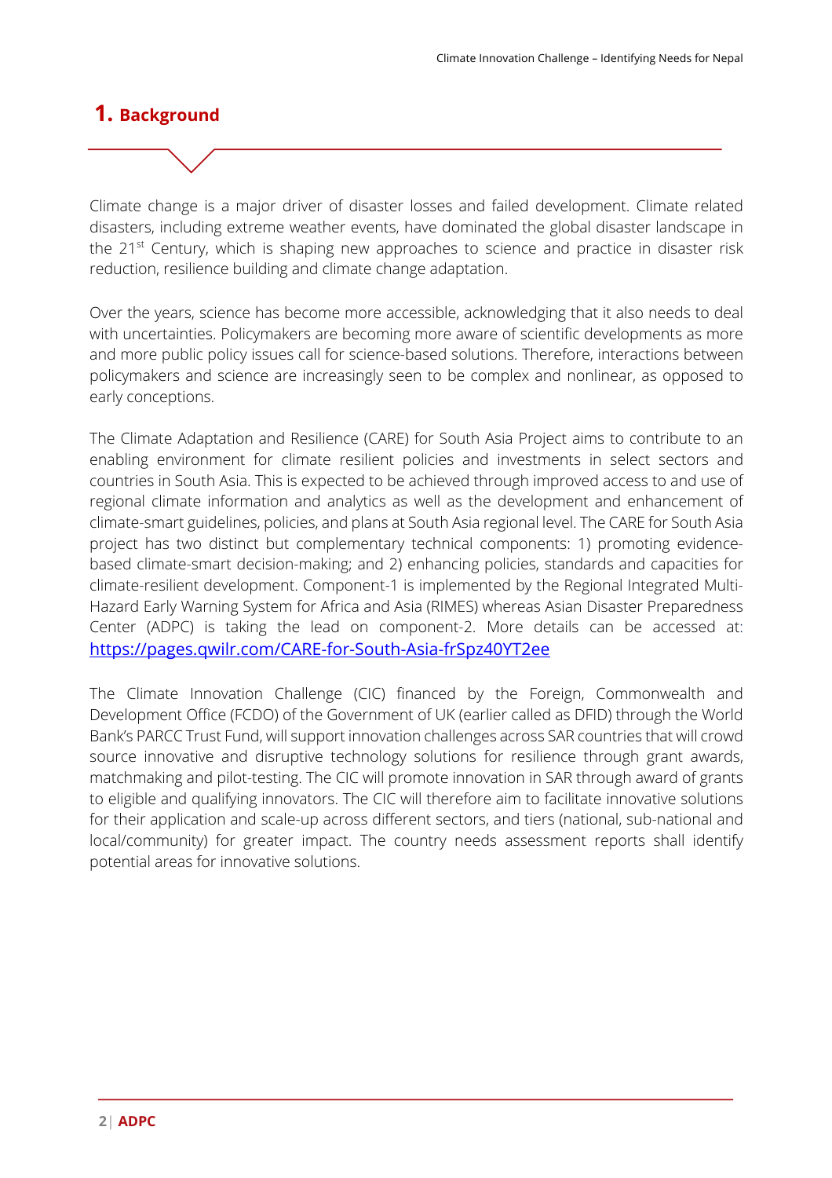# 1. Background

Climate change is a major driver of disaster losses and failed development. Climate related disasters, including extreme weather events, have dominated the global disaster landscape in the 21$^{st}$ Century, which is shaping new approaches to science and practice in disaster risk reduction, resilience building and climate change adaptation.

Over the years, science has become more accessible, acknowledging that it also needs to deal with uncertainties. Policymakers are becoming more aware of scientific developments as more and more public policy issues call for science-based solutions. Therefore, interactions between policymakers and science are increasingly seen to be complex and nonlinear, as opposed to early conceptions.

The Climate Adaptation and Resilience (CARE) for South Asia Project aims to contribute to an enabling environment for climate resilient policies and investments in select sectors and countries in South Asia. This is expected to be achieved through improved access to and use of regional climate information and analytics as well as the development and enhancement of climate-smart guidelines, policies, and plans at South Asia regional level. The CARE for South Asia project has two distinct but complementary technical components: 1) promoting evidence-based climate-smart decision-making; and 2) enhancing policies, standards and capacities for climate-resilient development. Component-1 is implemented by the Regional Integrated Multi-Hazard Early Warning System for Africa and Asia (RIMES) whereas Asian Disaster Preparedness Center (ADPC) is taking the lead on component-2. More details can be accessed at: https://pages.qwilr.com/CARE-for-South-Asia-frSpz40YT2ee

The Climate Innovation Challenge (CIC) financed by the Foreign, Commonwealth and Development Office (FCDO) of the Government of UK (earlier called as DFID) through the World Bank's PARCC Trust Fund, will support innovation challenges across SAR countries that will crowd source innovative and disruptive technology solutions for resilience through grant awards, matchmaking and pilot-testing. The CIC will promote innovation in SAR through award of grants to eligible and qualifying innovators. The CIC will therefore aim to facilitate innovative solutions for their application and scale-up across different sectors, and tiers (national, sub-national and local/community) for greater impact. The country needs assessment reports shall identify potential areas for innovative solutions.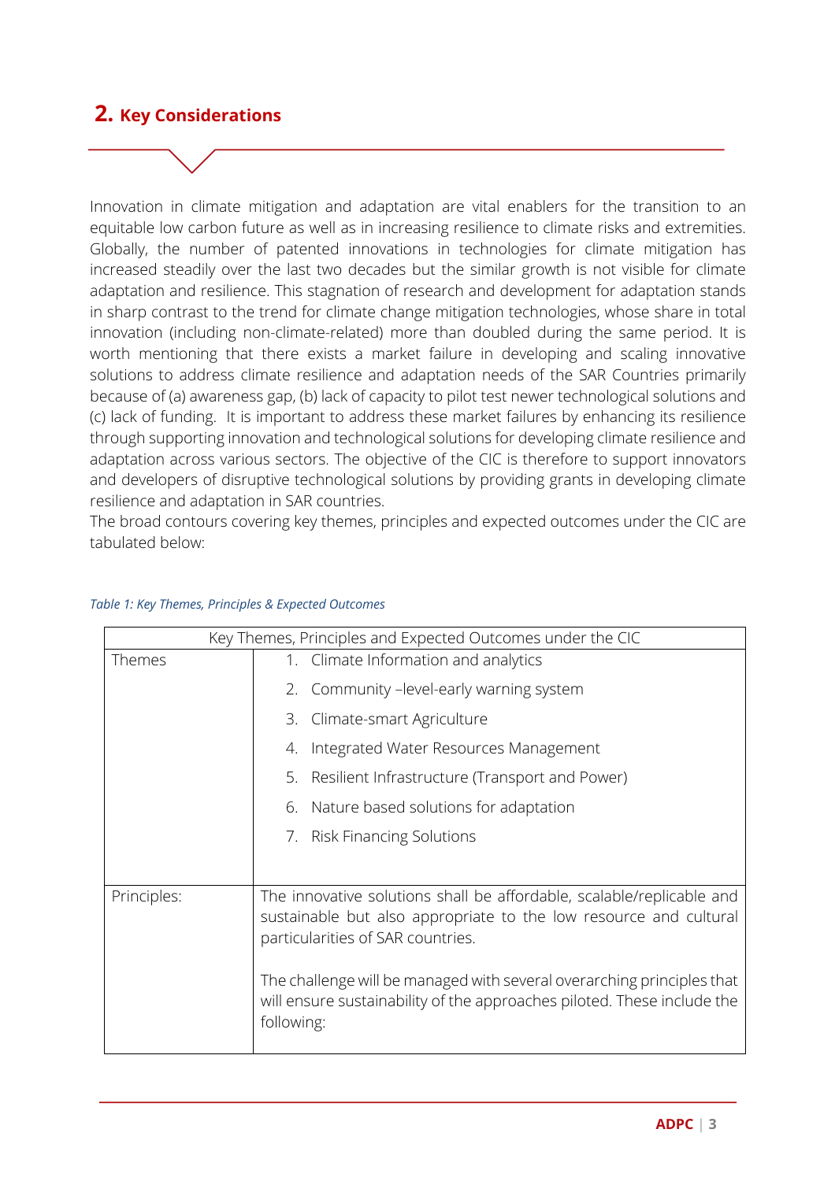## 2. Key Considerations

Innovation in climate mitigation and adaptation are vital enablers for the transition to an equitable low carbon future as well as in increasing resilience to climate risks and extremities. Globally, the number of patented innovations in technologies for climate mitigation has increased steadily over the last two decades but the similar growth is not visible for climate adaptation and resilience. This stagnation of research and development for adaptation stands in sharp contrast to the trend for climate change mitigation technologies, whose share in total innovation (including non-climate-related) more than doubled during the same period. It is worth mentioning that there exists a market failure in developing and scaling innovative solutions to address climate resilience and adaptation needs of the SAR Countries primarily because of (a) awareness gap, (b) lack of capacity to pilot test newer technological solutions and (c) lack of funding. It is important to address these market failures by enhancing its resilience through supporting innovation and technological solutions for developing climate resilience and adaptation across various sectors. The objective of the CIC is therefore to support innovators and developers of disruptive technological solutions by providing grants in developing climate resilience and adaptation in SAR countries.

The broad contours covering key themes, principles and expected outcomes under the CIC are tabulated below:

*Table 1: Key Themes, Principles & Expected Outcomes*

| Key Themes, Principles and Expected Outcomes under the CIC | |
|---|---|
| Themes | 1. Climate Information and analytics<br>2. Community –level-early warning system<br>3. Climate-smart Agriculture<br>4. Integrated Water Resources Management<br>5. Resilient Infrastructure (Transport and Power)<br>6. Nature based solutions for adaptation<br>7. Risk Financing Solutions |
| Principles: | The innovative solutions shall be affordable, scalable/replicable and sustainable but also appropriate to the low resource and cultural particularities of SAR countries.<br><br>The challenge will be managed with several overarching principles that will ensure sustainability of the approaches piloted. These include the following: |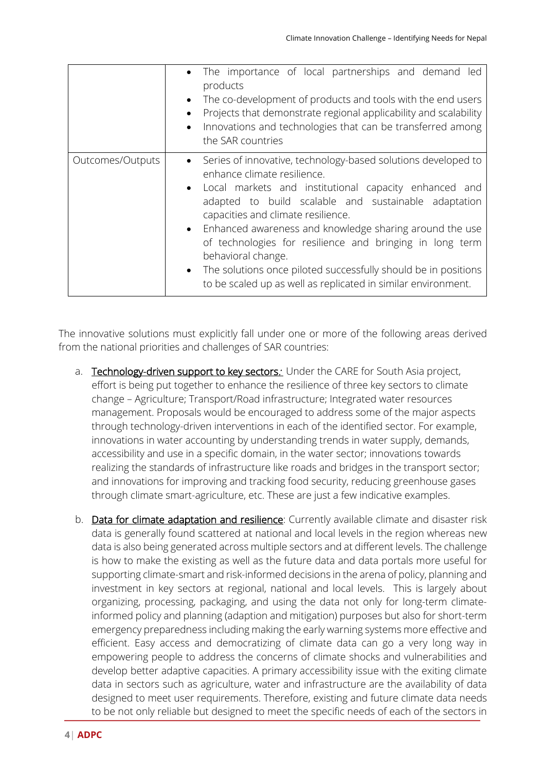| | |
|---|---|
| | • The importance of local partnerships and demand led products<br>• The co-development of products and tools with the end users<br>• Projects that demonstrate regional applicability and scalability<br>• Innovations and technologies that can be transferred among the SAR countries |
| Outcomes/Outputs | • Series of innovative, technology-based solutions developed to enhance climate resilience.<br>• Local markets and institutional capacity enhanced and adapted to build scalable and sustainable adaptation capacities and climate resilience.<br>• Enhanced awareness and knowledge sharing around the use of technologies for resilience and bringing in long term behavioral change.<br>• The solutions once piloted successfully should be in positions to be scaled up as well as replicated in similar environment. |

The innovative solutions must explicitly fall under one or more of the following areas derived from the national priorities and challenges of SAR countries:

a. Technology-driven support to key sectors: Under the CARE for South Asia project, effort is being put together to enhance the resilience of three key sectors to climate change – Agriculture; Transport/Road infrastructure; Integrated water resources management. Proposals would be encouraged to address some of the major aspects through technology-driven interventions in each of the identified sector. For example, innovations in water accounting by understanding trends in water supply, demands, accessibility and use in a specific domain, in the water sector; innovations towards realizing the standards of infrastructure like roads and bridges in the transport sector; and innovations for improving and tracking food security, reducing greenhouse gases through climate smart-agriculture, etc. These are just a few indicative examples.

b. Data for climate adaptation and resilience: Currently available climate and disaster risk data is generally found scattered at national and local levels in the region whereas new data is also being generated across multiple sectors and at different levels. The challenge is how to make the existing as well as the future data and data portals more useful for supporting climate-smart and risk-informed decisions in the arena of policy, planning and investment in key sectors at regional, national and local levels. This is largely about organizing, processing, packaging, and using the data not only for long-term climate-informed policy and planning (adaption and mitigation) purposes but also for short-term emergency preparedness including making the early warning systems more effective and efficient. Easy access and democratizing of climate data can go a very long way in empowering people to address the concerns of climate shocks and vulnerabilities and develop better adaptive capacities. A primary accessibility issue with the exiting climate data in sectors such as agriculture, water and infrastructure are the availability of data designed to meet user requirements. Therefore, existing and future climate data needs to be not only reliable but designed to meet the specific needs of each of the sectors in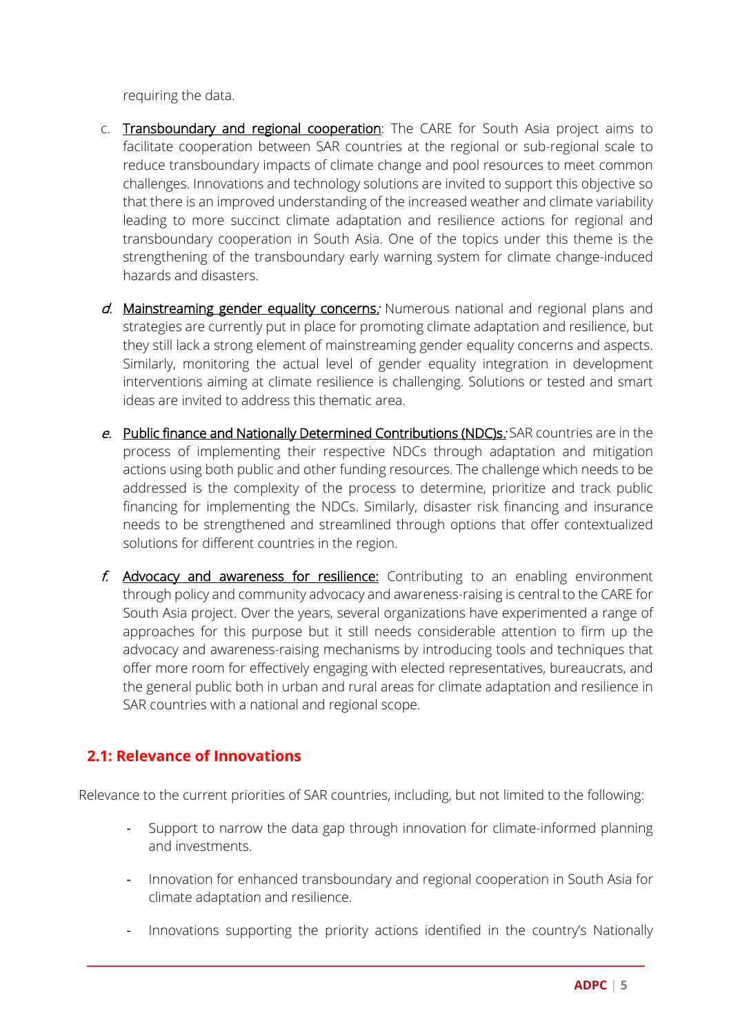requiring the data.

c. <u>Transboundary and regional cooperation</u>: The CARE for South Asia project aims to facilitate cooperation between SAR countries at the regional or sub-regional scale to reduce transboundary impacts of climate change and pool resources to meet common challenges. Innovations and technology solutions are invited to support this objective so that there is an improved understanding of the increased weather and climate variability leading to more succinct climate adaptation and resilience actions for regional and transboundary cooperation in South Asia. One of the topics under this theme is the strengthening of the transboundary early warning system for climate change-induced hazards and disasters.

*d.* <u>Mainstreaming gender equality concerns</u>*:* Numerous national and regional plans and strategies are currently put in place for promoting climate adaptation and resilience, but they still lack a strong element of mainstreaming gender equality concerns and aspects. Similarly, monitoring the actual level of gender equality integration in development interventions aiming at climate resilience is challenging. Solutions or tested and smart ideas are invited to address this thematic area.

*e.* <u>Public finance and Nationally Determined Contributions (NDC)s.</u>*:* SAR countries are in the process of implementing their respective NDCs through adaptation and mitigation actions using both public and other funding resources. The challenge which needs to be addressed is the complexity of the process to determine, prioritize and track public financing for implementing the NDCs. Similarly, disaster risk financing and insurance needs to be strengthened and streamlined through options that offer contextualized solutions for different countries in the region.

*f.* <u>Advocacy and awareness for resilience:</u> Contributing to an enabling environment through policy and community advocacy and awareness-raising is central to the CARE for South Asia project. Over the years, several organizations have experimented a range of approaches for this purpose but it still needs considerable attention to firm up the advocacy and awareness-raising mechanisms by introducing tools and techniques that offer more room for effectively engaging with elected representatives, bureaucrats, and the general public both in urban and rural areas for climate adaptation and resilience in SAR countries with a national and regional scope.

## 2.1: Relevance of Innovations

Relevance to the current priorities of SAR countries, including, but not limited to the following:

- Support to narrow the data gap through innovation for climate-informed planning and investments.
- Innovation for enhanced transboundary and regional cooperation in South Asia for climate adaptation and resilience.
- Innovations supporting the priority actions identified in the country's Nationally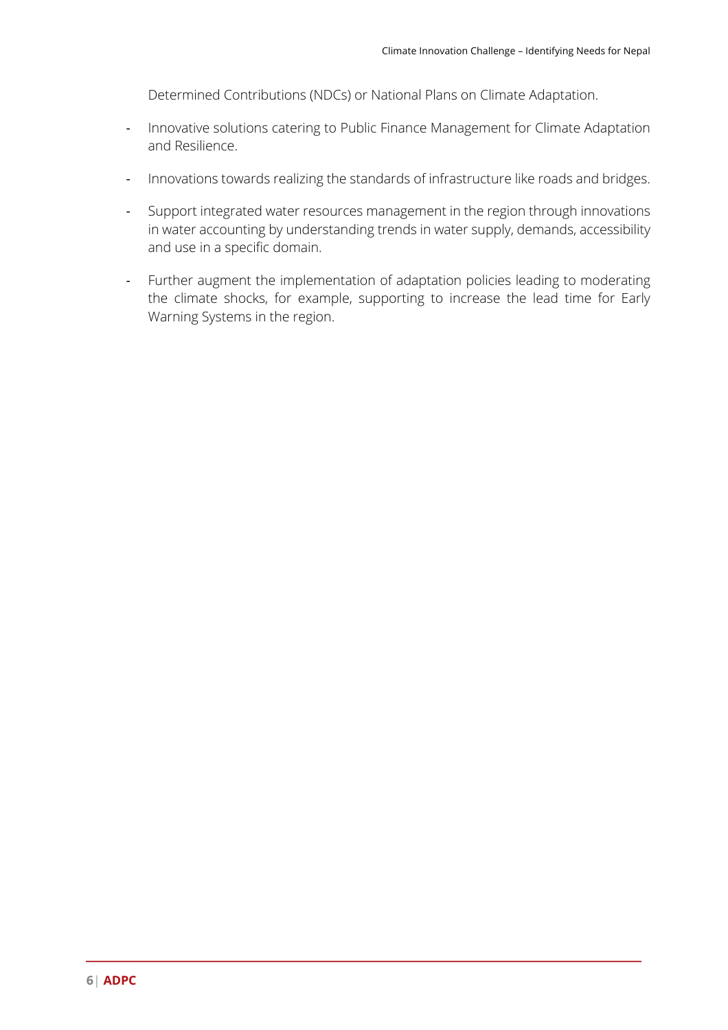Determined Contributions (NDCs) or National Plans on Climate Adaptation.

- Innovative solutions catering to Public Finance Management for Climate Adaptation and Resilience.
- Innovations towards realizing the standards of infrastructure like roads and bridges.
- Support integrated water resources management in the region through innovations in water accounting by understanding trends in water supply, demands, accessibility and use in a specific domain.
- Further augment the implementation of adaptation policies leading to moderating the climate shocks, for example, supporting to increase the lead time for Early Warning Systems in the region.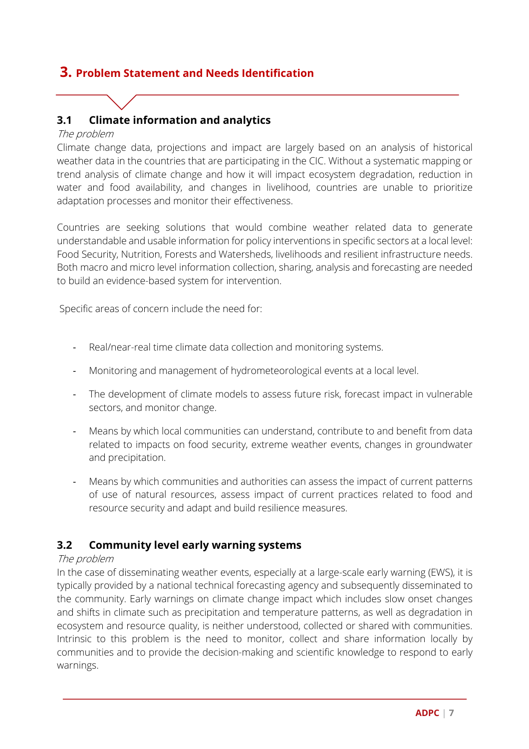# 3. Problem Statement and Needs Identification

## 3.1 Climate information and analytics

*The problem*

Climate change data, projections and impact are largely based on an analysis of historical weather data in the countries that are participating in the CIC. Without a systematic mapping or trend analysis of climate change and how it will impact ecosystem degradation, reduction in water and food availability, and changes in livelihood, countries are unable to prioritize adaptation processes and monitor their effectiveness.

Countries are seeking solutions that would combine weather related data to generate understandable and usable information for policy interventions in specific sectors at a local level: Food Security, Nutrition, Forests and Watersheds, livelihoods and resilient infrastructure needs. Both macro and micro level information collection, sharing, analysis and forecasting are needed to build an evidence-based system for intervention.

Specific areas of concern include the need for:

- Real/near-real time climate data collection and monitoring systems.
- Monitoring and management of hydrometeorological events at a local level.
- The development of climate models to assess future risk, forecast impact in vulnerable sectors, and monitor change.
- Means by which local communities can understand, contribute to and benefit from data related to impacts on food security, extreme weather events, changes in groundwater and precipitation.
- Means by which communities and authorities can assess the impact of current patterns of use of natural resources, assess impact of current practices related to food and resource security and adapt and build resilience measures.

## 3.2 Community level early warning systems

*The problem*

In the case of disseminating weather events, especially at a large-scale early warning (EWS), it is typically provided by a national technical forecasting agency and subsequently disseminated to the community. Early warnings on climate change impact which includes slow onset changes and shifts in climate such as precipitation and temperature patterns, as well as degradation in ecosystem and resource quality, is neither understood, collected or shared with communities. Intrinsic to this problem is the need to monitor, collect and share information locally by communities and to provide the decision-making and scientific knowledge to respond to early warnings.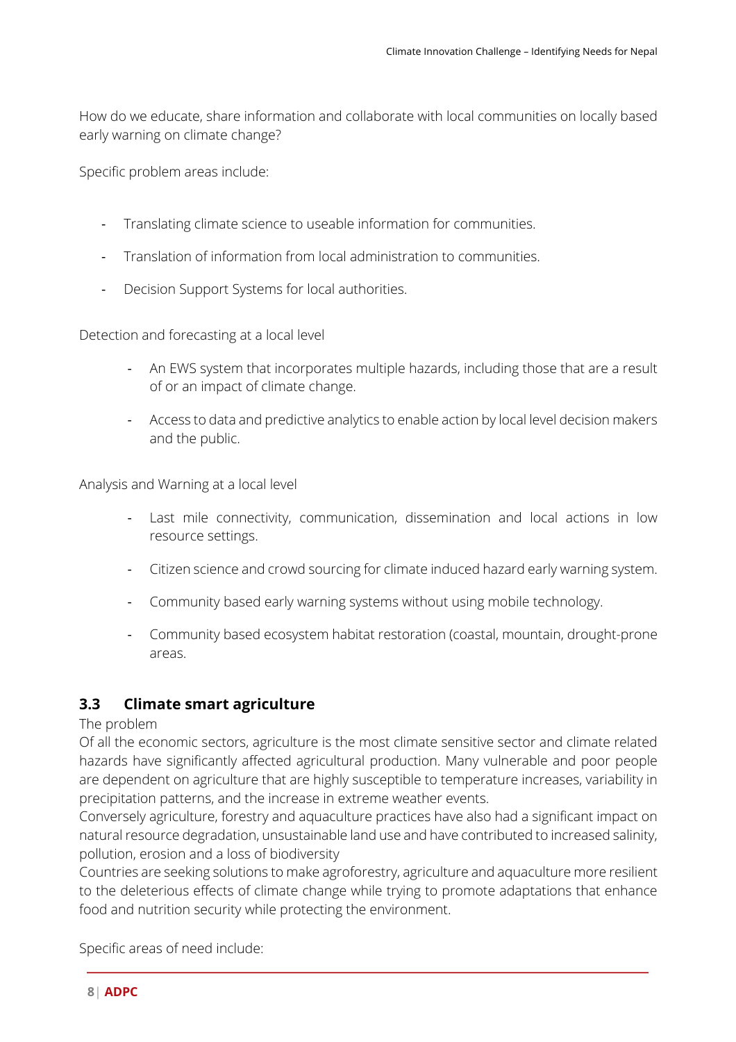How do we educate, share information and collaborate with local communities on locally based early warning on climate change?

Specific problem areas include:

- Translating climate science to useable information for communities.
- Translation of information from local administration to communities.
- Decision Support Systems for local authorities.

Detection and forecasting at a local level

- An EWS system that incorporates multiple hazards, including those that are a result of or an impact of climate change.
- Access to data and predictive analytics to enable action by local level decision makers and the public.

Analysis and Warning at a local level

- Last mile connectivity, communication, dissemination and local actions in low resource settings.
- Citizen science and crowd sourcing for climate induced hazard early warning system.
- Community based early warning systems without using mobile technology.
- Community based ecosystem habitat restoration (coastal, mountain, drought-prone areas.

## 3.3 Climate smart agriculture

The problem

Of all the economic sectors, agriculture is the most climate sensitive sector and climate related hazards have significantly affected agricultural production. Many vulnerable and poor people are dependent on agriculture that are highly susceptible to temperature increases, variability in precipitation patterns, and the increase in extreme weather events.

Conversely agriculture, forestry and aquaculture practices have also had a significant impact on natural resource degradation, unsustainable land use and have contributed to increased salinity, pollution, erosion and a loss of biodiversity

Countries are seeking solutions to make agroforestry, agriculture and aquaculture more resilient to the deleterious effects of climate change while trying to promote adaptations that enhance food and nutrition security while protecting the environment.

Specific areas of need include: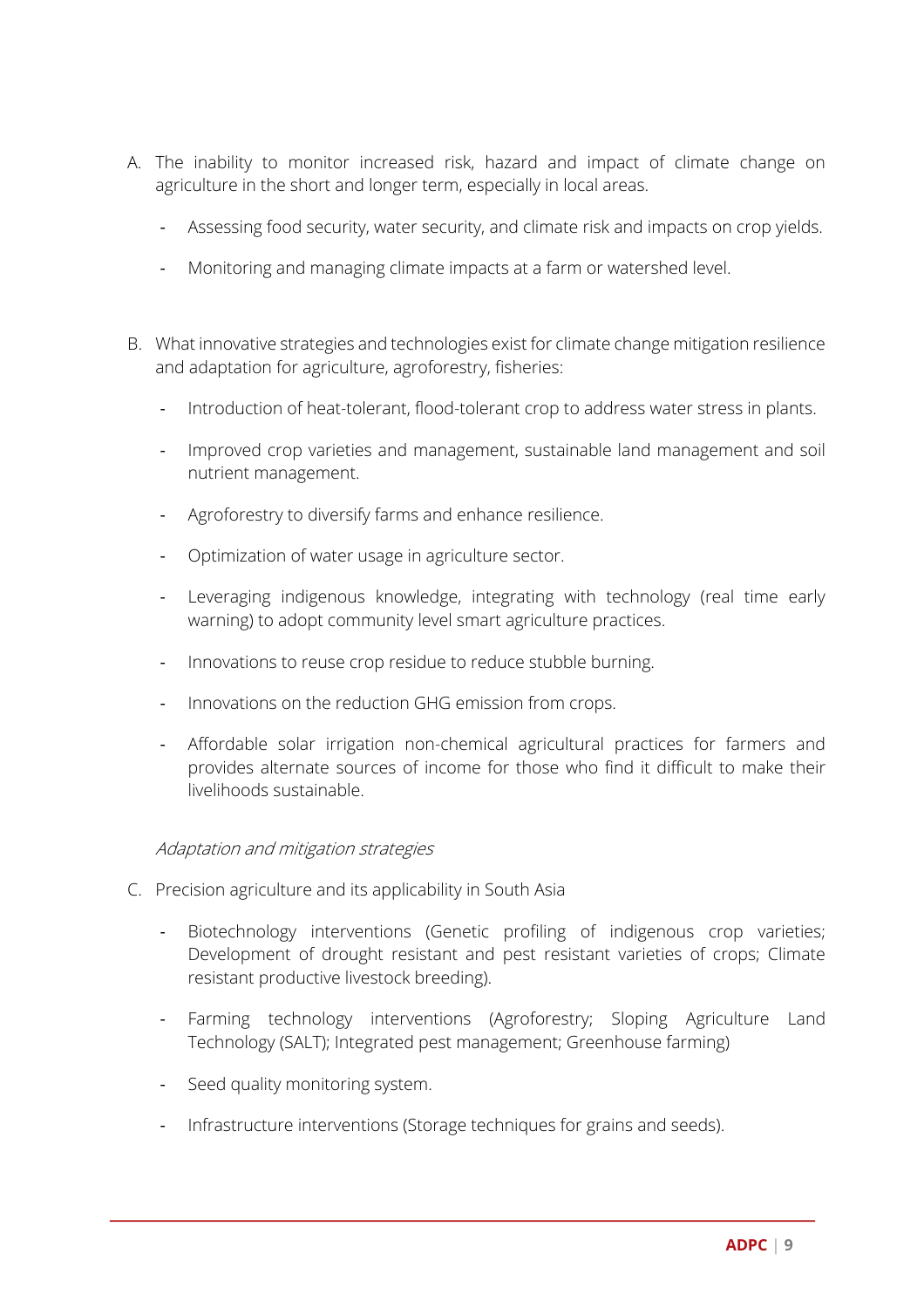A. The inability to monitor increased risk, hazard and impact of climate change on agriculture in the short and longer term, especially in local areas.

   - Assessing food security, water security, and climate risk and impacts on crop yields.
   - Monitoring and managing climate impacts at a farm or watershed level.

B. What innovative strategies and technologies exist for climate change mitigation resilience and adaptation for agriculture, agroforestry, fisheries:

   - Introduction of heat-tolerant, flood-tolerant crop to address water stress in plants.
   - Improved crop varieties and management, sustainable land management and soil nutrient management.
   - Agroforestry to diversify farms and enhance resilience.
   - Optimization of water usage in agriculture sector.
   - Leveraging indigenous knowledge, integrating with technology (real time early warning) to adopt community level smart agriculture practices.
   - Innovations to reuse crop residue to reduce stubble burning.
   - Innovations on the reduction GHG emission from crops.
   - Affordable solar irrigation non-chemical agricultural practices for farmers and provides alternate sources of income for those who find it difficult to make their livelihoods sustainable.

*Adaptation and mitigation strategies*

C. Precision agriculture and its applicability in South Asia

   - Biotechnology interventions (Genetic profiling of indigenous crop varieties; Development of drought resistant and pest resistant varieties of crops; Climate resistant productive livestock breeding).
   - Farming technology interventions (Agroforestry; Sloping Agriculture Land Technology (SALT); Integrated pest management; Greenhouse farming)
   - Seed quality monitoring system.
   - Infrastructure interventions (Storage techniques for grains and seeds).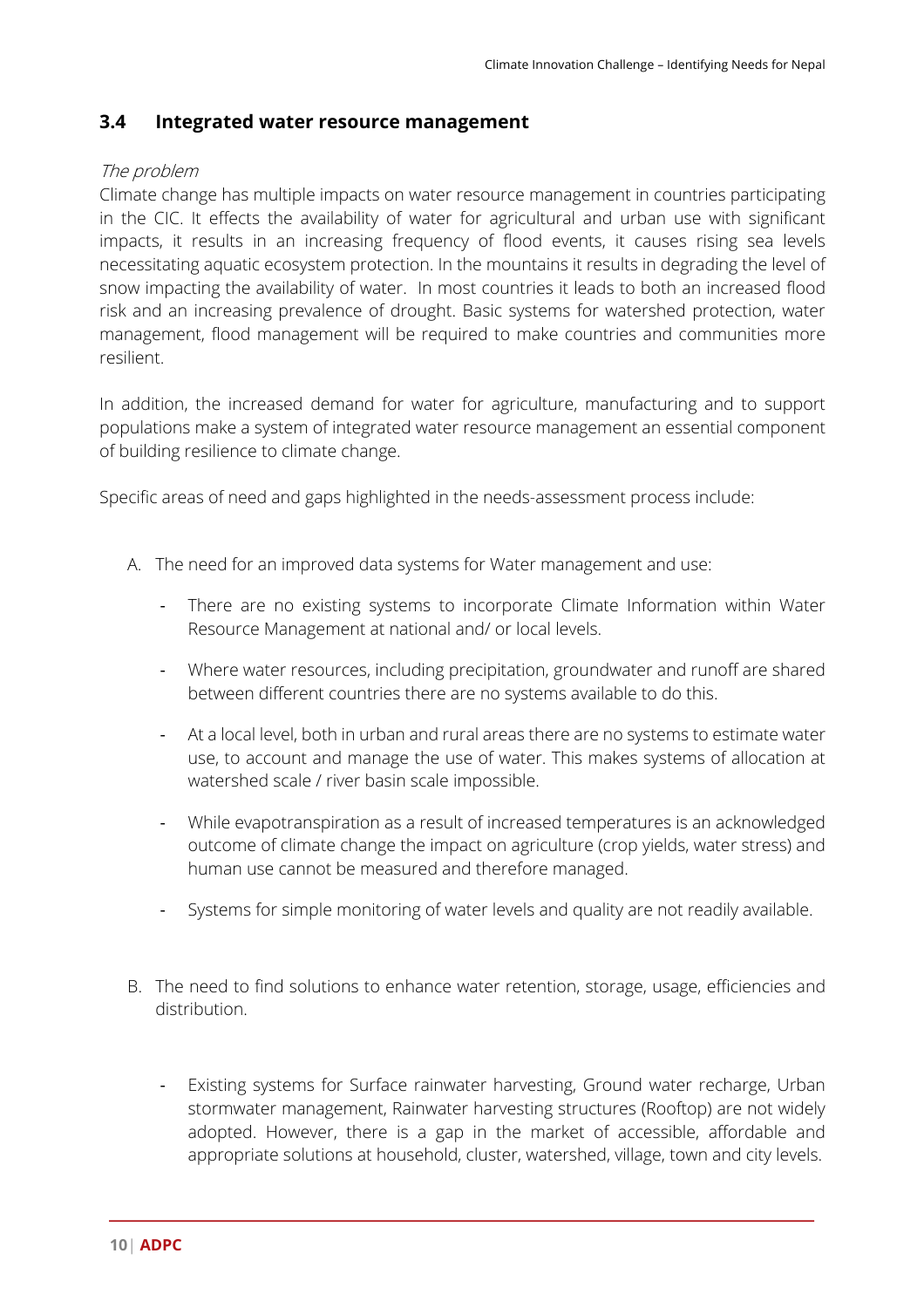## 3.4 Integrated water resource management

*The problem*

Climate change has multiple impacts on water resource management in countries participating in the CIC. It effects the availability of water for agricultural and urban use with significant impacts, it results in an increasing frequency of flood events, it causes rising sea levels necessitating aquatic ecosystem protection. In the mountains it results in degrading the level of snow impacting the availability of water. In most countries it leads to both an increased flood risk and an increasing prevalence of drought. Basic systems for watershed protection, water management, flood management will be required to make countries and communities more resilient.

In addition, the increased demand for water for agriculture, manufacturing and to support populations make a system of integrated water resource management an essential component of building resilience to climate change.

Specific areas of need and gaps highlighted in the needs-assessment process include:

A. The need for an improved data systems for Water management and use:

   - There are no existing systems to incorporate Climate Information within Water Resource Management at national and/ or local levels.
   - Where water resources, including precipitation, groundwater and runoff are shared between different countries there are no systems available to do this.
   - At a local level, both in urban and rural areas there are no systems to estimate water use, to account and manage the use of water. This makes systems of allocation at watershed scale / river basin scale impossible.
   - While evapotranspiration as a result of increased temperatures is an acknowledged outcome of climate change the impact on agriculture (crop yields, water stress) and human use cannot be measured and therefore managed.
   - Systems for simple monitoring of water levels and quality are not readily available.

B. The need to find solutions to enhance water retention, storage, usage, efficiencies and distribution.

   - Existing systems for Surface rainwater harvesting, Ground water recharge, Urban stormwater management, Rainwater harvesting structures (Rooftop) are not widely adopted. However, there is a gap in the market of accessible, affordable and appropriate solutions at household, cluster, watershed, village, town and city levels.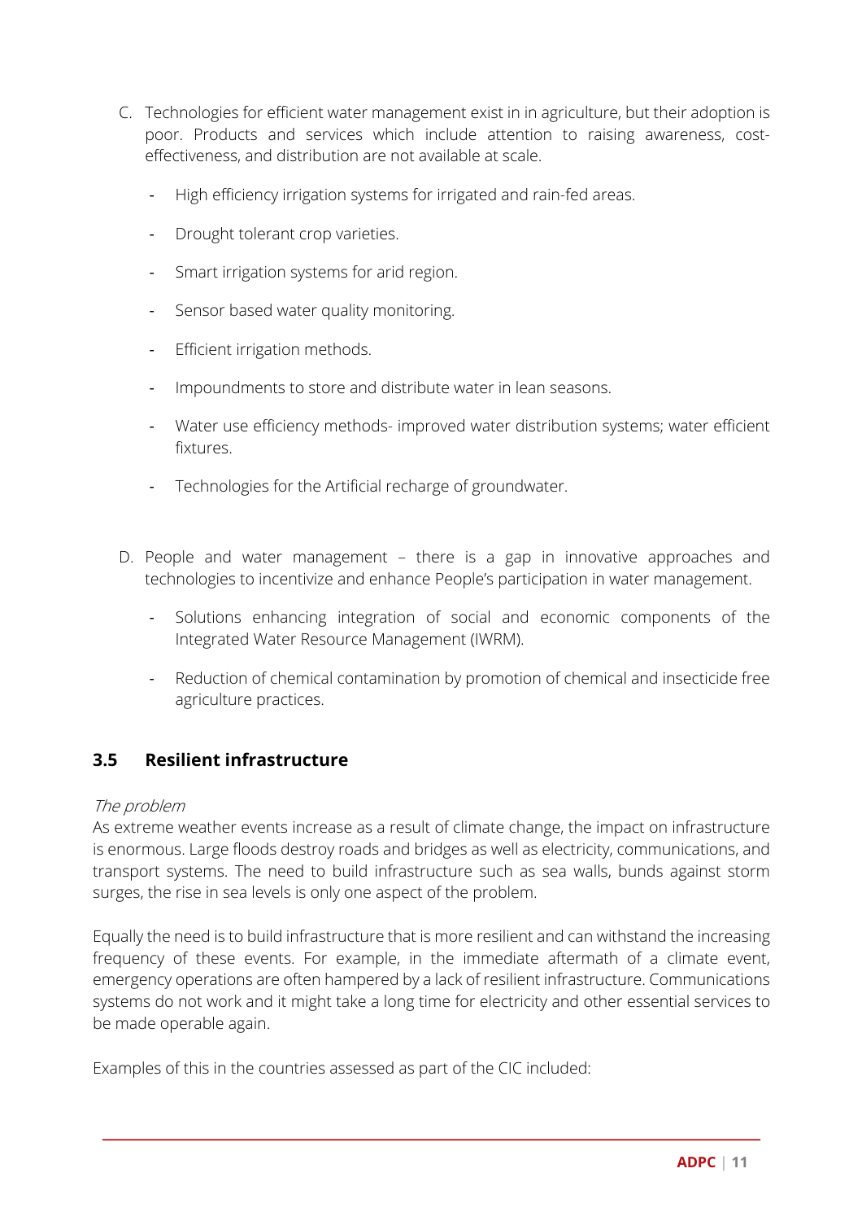C. Technologies for efficient water management exist in in agriculture, but their adoption is poor. Products and services which include attention to raising awareness, cost-effectiveness, and distribution are not available at scale.

- High efficiency irrigation systems for irrigated and rain-fed areas.
- Drought tolerant crop varieties.
- Smart irrigation systems for arid region.
- Sensor based water quality monitoring.
- Efficient irrigation methods.
- Impoundments to store and distribute water in lean seasons.
- Water use efficiency methods- improved water distribution systems; water efficient fixtures.
- Technologies for the Artificial recharge of groundwater.

D. People and water management – there is a gap in innovative approaches and technologies to incentivize and enhance People's participation in water management.

- Solutions enhancing integration of social and economic components of the Integrated Water Resource Management (IWRM).
- Reduction of chemical contamination by promotion of chemical and insecticide free agriculture practices.

## 3.5 Resilient infrastructure

*The problem*

As extreme weather events increase as a result of climate change, the impact on infrastructure is enormous. Large floods destroy roads and bridges as well as electricity, communications, and transport systems. The need to build infrastructure such as sea walls, bunds against storm surges, the rise in sea levels is only one aspect of the problem.

Equally the need is to build infrastructure that is more resilient and can withstand the increasing frequency of these events. For example, in the immediate aftermath of a climate event, emergency operations are often hampered by a lack of resilient infrastructure. Communications systems do not work and it might take a long time for electricity and other essential services to be made operable again.

Examples of this in the countries assessed as part of the CIC included: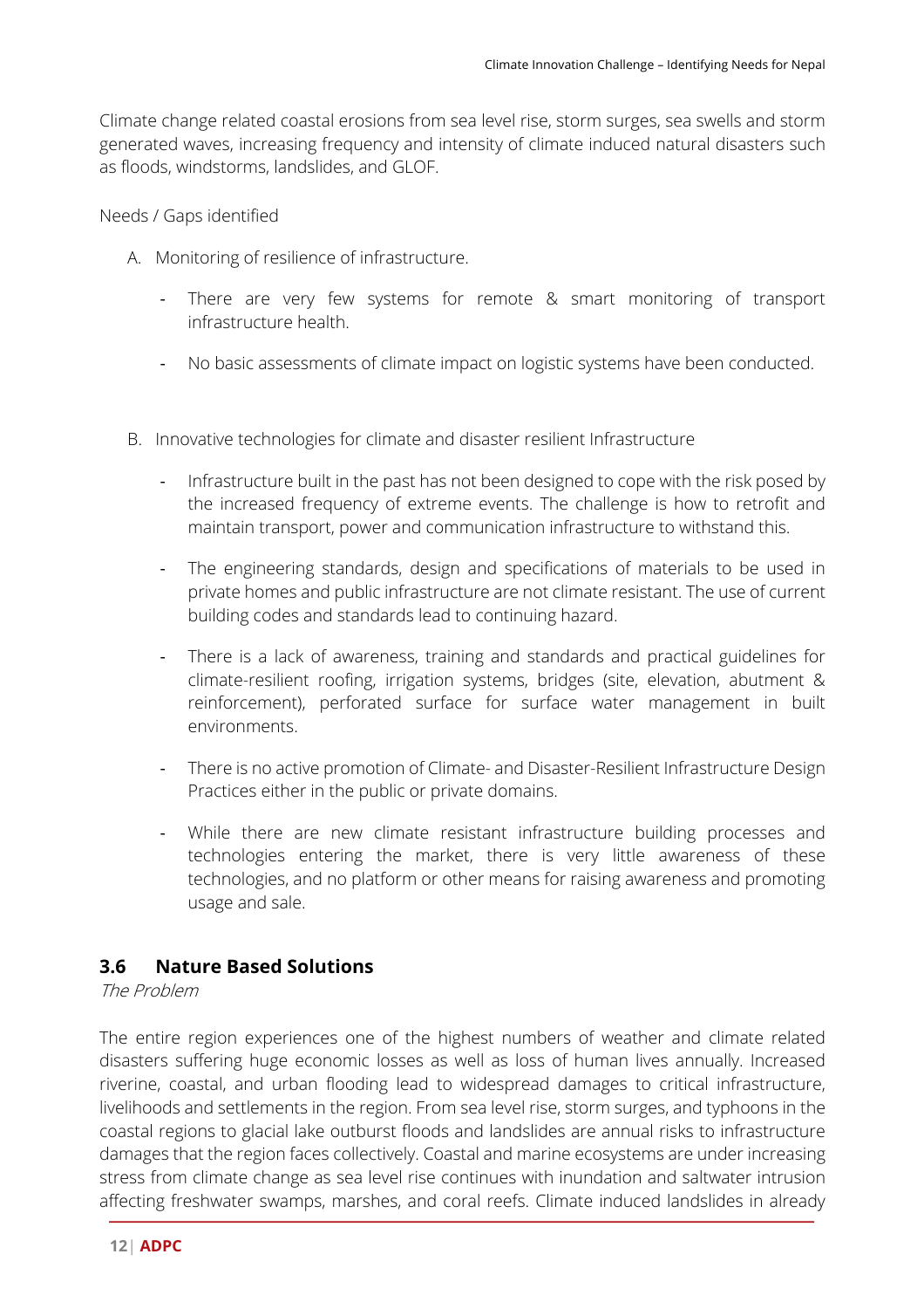Climate change related coastal erosions from sea level rise, storm surges, sea swells and storm generated waves, increasing frequency and intensity of climate induced natural disasters such as floods, windstorms, landslides, and GLOF.

Needs / Gaps identified

A. Monitoring of resilience of infrastructure.

   - There are very few systems for remote & smart monitoring of transport infrastructure health.
   - No basic assessments of climate impact on logistic systems have been conducted.

B. Innovative technologies for climate and disaster resilient Infrastructure

   - Infrastructure built in the past has not been designed to cope with the risk posed by the increased frequency of extreme events. The challenge is how to retrofit and maintain transport, power and communication infrastructure to withstand this.
   - The engineering standards, design and specifications of materials to be used in private homes and public infrastructure are not climate resistant. The use of current building codes and standards lead to continuing hazard.
   - There is a lack of awareness, training and standards and practical guidelines for climate-resilient roofing, irrigation systems, bridges (site, elevation, abutment & reinforcement), perforated surface for surface water management in built environments.
   - There is no active promotion of Climate- and Disaster-Resilient Infrastructure Design Practices either in the public or private domains.
   - While there are new climate resistant infrastructure building processes and technologies entering the market, there is very little awareness of these technologies, and no platform or other means for raising awareness and promoting usage and sale.

### 3.6 Nature Based Solutions

*The Problem*

The entire region experiences one of the highest numbers of weather and climate related disasters suffering huge economic losses as well as loss of human lives annually. Increased riverine, coastal, and urban flooding lead to widespread damages to critical infrastructure, livelihoods and settlements in the region. From sea level rise, storm surges, and typhoons in the coastal regions to glacial lake outburst floods and landslides are annual risks to infrastructure damages that the region faces collectively. Coastal and marine ecosystems are under increasing stress from climate change as sea level rise continues with inundation and saltwater intrusion affecting freshwater swamps, marshes, and coral reefs. Climate induced landslides in already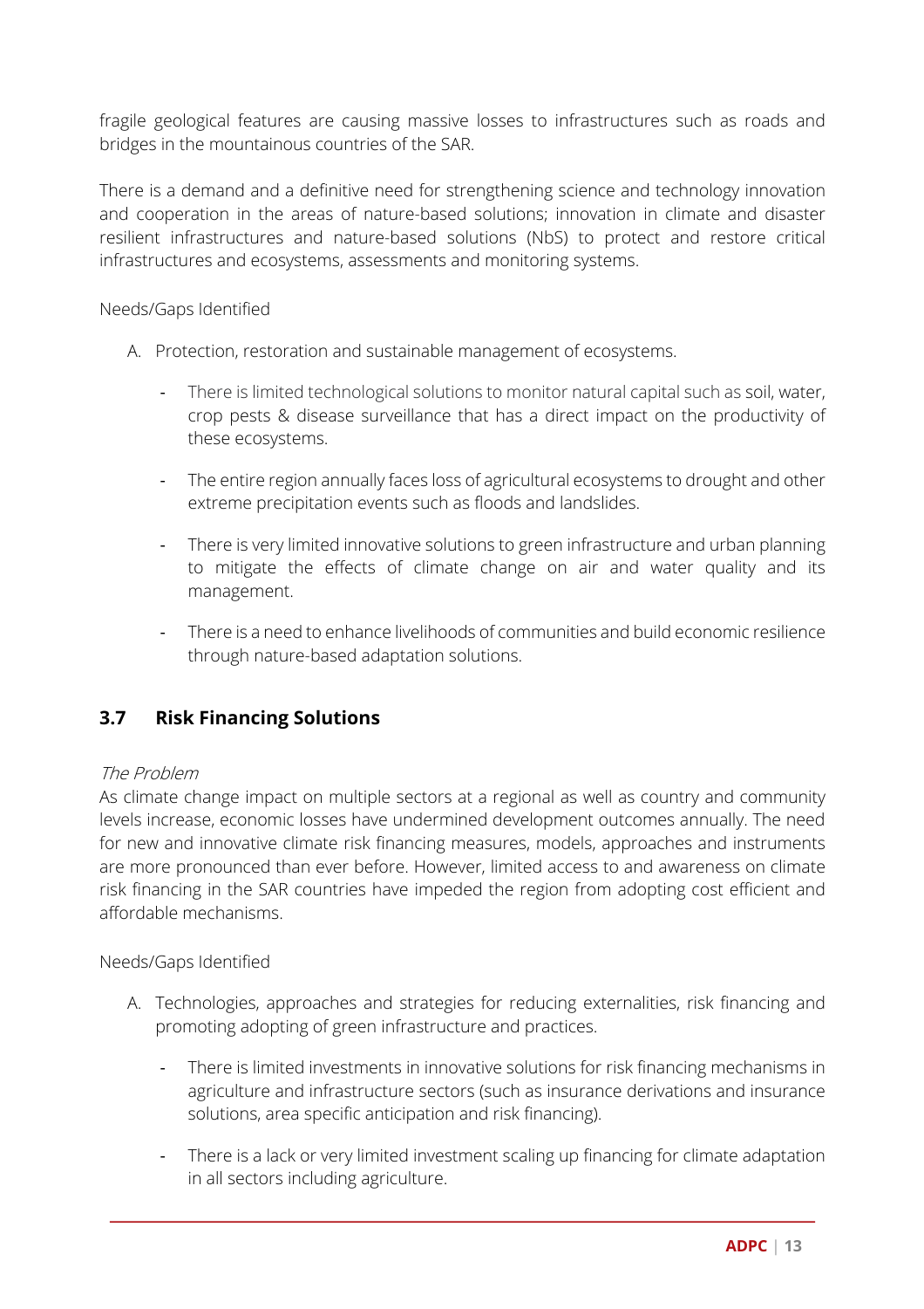fragile geological features are causing massive losses to infrastructures such as roads and bridges in the mountainous countries of the SAR.

There is a demand and a definitive need for strengthening science and technology innovation and cooperation in the areas of nature-based solutions; innovation in climate and disaster resilient infrastructures and nature-based solutions (NbS) to protect and restore critical infrastructures and ecosystems, assessments and monitoring systems.

Needs/Gaps Identified

A. Protection, restoration and sustainable management of ecosystems.

    - There is limited technological solutions to monitor natural capital such as soil, water, crop pests & disease surveillance that has a direct impact on the productivity of these ecosystems.

    - The entire region annually faces loss of agricultural ecosystems to drought and other extreme precipitation events such as floods and landslides.

    - There is very limited innovative solutions to green infrastructure and urban planning to mitigate the effects of climate change on air and water quality and its management.

    - There is a need to enhance livelihoods of communities and build economic resilience through nature-based adaptation solutions.

## 3.7 Risk Financing Solutions

*The Problem*

As climate change impact on multiple sectors at a regional as well as country and community levels increase, economic losses have undermined development outcomes annually. The need for new and innovative climate risk financing measures, models, approaches and instruments are more pronounced than ever before. However, limited access to and awareness on climate risk financing in the SAR countries have impeded the region from adopting cost efficient and affordable mechanisms.

Needs/Gaps Identified

A. Technologies, approaches and strategies for reducing externalities, risk financing and promoting adopting of green infrastructure and practices.

    - There is limited investments in innovative solutions for risk financing mechanisms in agriculture and infrastructure sectors (such as insurance derivations and insurance solutions, area specific anticipation and risk financing).

    - There is a lack or very limited investment scaling up financing for climate adaptation in all sectors including agriculture.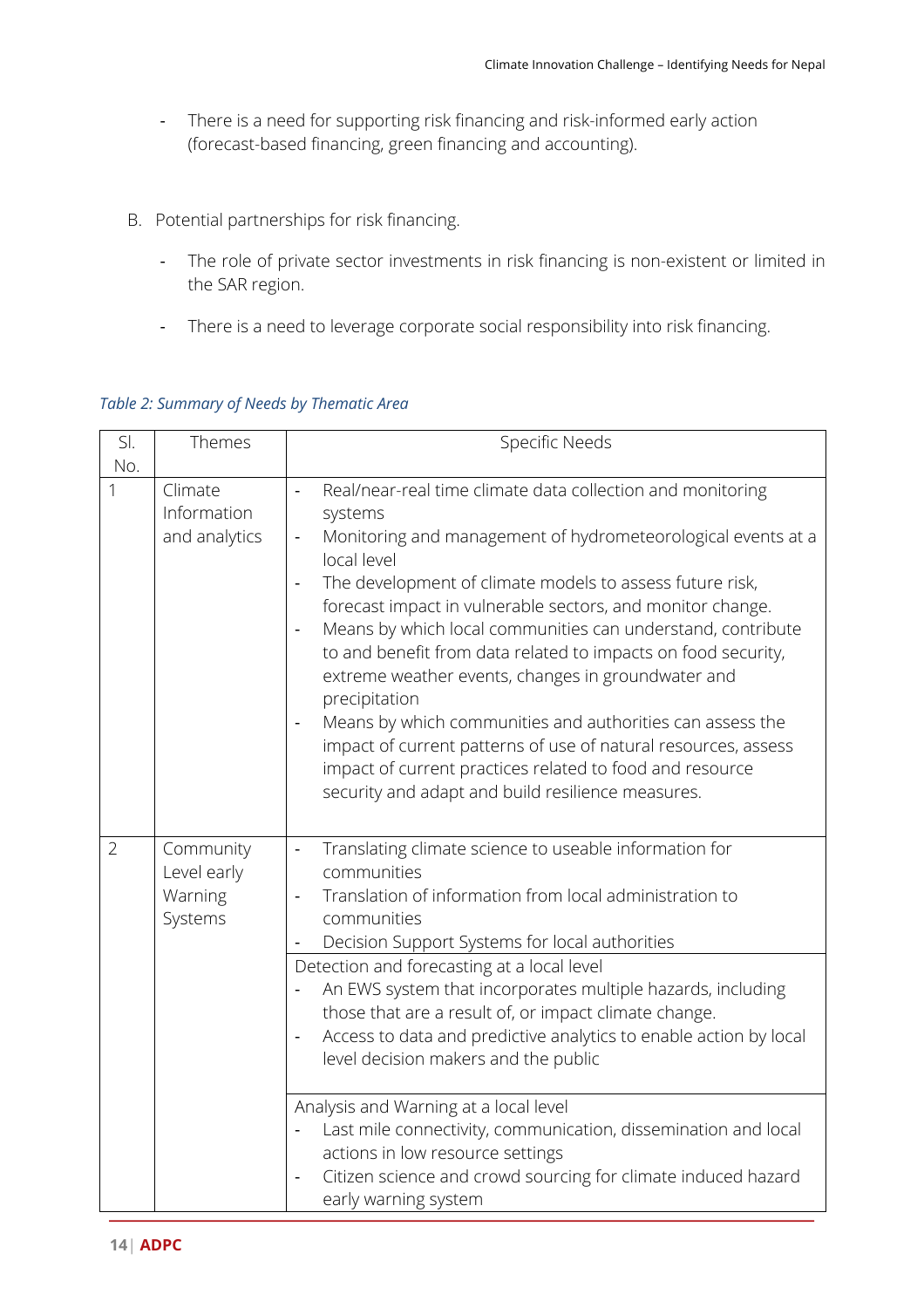- There is a need for supporting risk financing and risk-informed early action (forecast-based financing, green financing and accounting).

B. Potential partnerships for risk financing.

- The role of private sector investments in risk financing is non-existent or limited in the SAR region.
- There is a need to leverage corporate social responsibility into risk financing.

*Table 2: Summary of Needs by Thematic Area*

| Sl. No. | Themes | Specific Needs |
|---|---|---|
| 1 | Climate Information and analytics | - Real/near-real time climate data collection and monitoring systems<br>- Monitoring and management of hydrometeorological events at a local level<br>- The development of climate models to assess future risk, forecast impact in vulnerable sectors, and monitor change.<br>- Means by which local communities can understand, contribute to and benefit from data related to impacts on food security, extreme weather events, changes in groundwater and precipitation<br>- Means by which communities and authorities can assess the impact of current patterns of use of natural resources, assess impact of current practices related to food and resource security and adapt and build resilience measures. |
| 2 | Community Level early Warning Systems | - Translating climate science to useable information for communities<br>- Translation of information from local administration to communities<br>- Decision Support Systems for local authorities |
| | | Detection and forecasting at a local level<br>- An EWS system that incorporates multiple hazards, including those that are a result of, or impact climate change.<br>- Access to data and predictive analytics to enable action by local level decision makers and the public |
| | | Analysis and Warning at a local level<br>- Last mile connectivity, communication, dissemination and local actions in low resource settings<br>- Citizen science and crowd sourcing for climate induced hazard early warning system |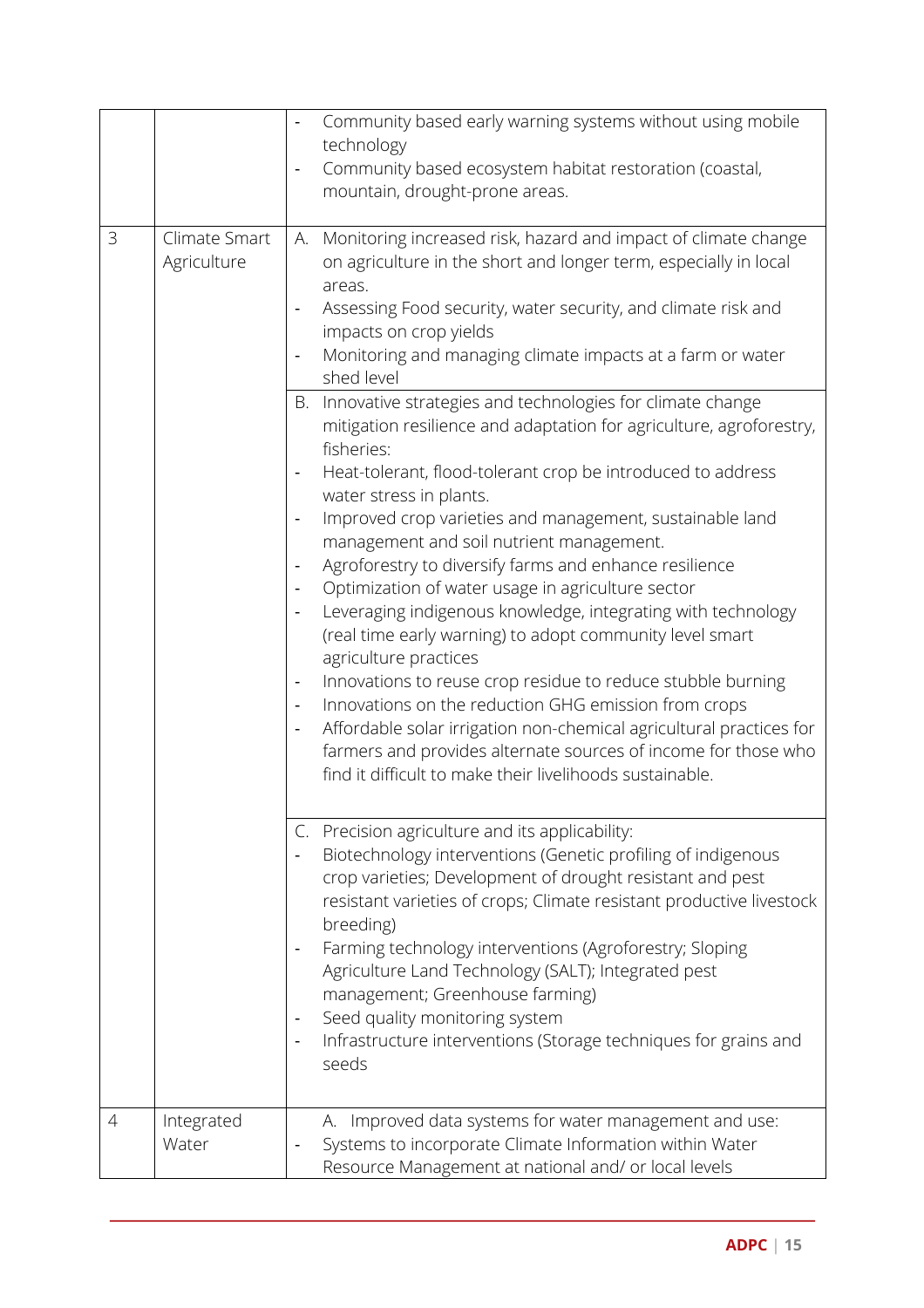| | | |
|---|---|---|
| | | - Community based early warning systems without using mobile technology<br>- Community based ecosystem habitat restoration (coastal, mountain, drought-prone areas. |
| 3 | Climate Smart Agriculture | A. Monitoring increased risk, hazard and impact of climate change on agriculture in the short and longer term, especially in local areas.<br>- Assessing Food security, water security, and climate risk and impacts on crop yields<br>- Monitoring and managing climate impacts at a farm or water shed level |
| | | B. Innovative strategies and technologies for climate change mitigation resilience and adaptation for agriculture, agroforestry, fisheries:<br>- Heat-tolerant, flood-tolerant crop be introduced to address water stress in plants.<br>- Improved crop varieties and management, sustainable land management and soil nutrient management.<br>- Agroforestry to diversify farms and enhance resilience<br>- Optimization of water usage in agriculture sector<br>- Leveraging indigenous knowledge, integrating with technology (real time early warning) to adopt community level smart agriculture practices<br>- Innovations to reuse crop residue to reduce stubble burning<br>- Innovations on the reduction GHG emission from crops<br>- Affordable solar irrigation non-chemical agricultural practices for farmers and provides alternate sources of income for those who find it difficult to make their livelihoods sustainable. |
| | | C. Precision agriculture and its applicability:<br>- Biotechnology interventions (Genetic profiling of indigenous crop varieties; Development of drought resistant and pest resistant varieties of crops; Climate resistant productive livestock breeding)<br>- Farming technology interventions (Agroforestry; Sloping Agriculture Land Technology (SALT); Integrated pest management; Greenhouse farming)<br>- Seed quality monitoring system<br>- Infrastructure interventions (Storage techniques for grains and seeds |
| 4 | Integrated Water | A. Improved data systems for water management and use:<br>- Systems to incorporate Climate Information within Water Resource Management at national and/ or local levels |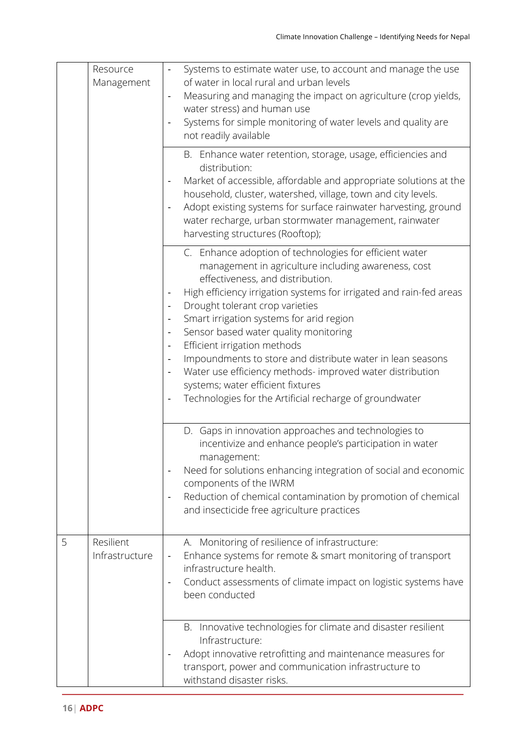| | | |
|---|---|---|
| | Resource Management | - Systems to estimate water use, to account and manage the use of water in local rural and urban levels<br>- Measuring and managing the impact on agriculture (crop yields, water stress) and human use<br>- Systems for simple monitoring of water levels and quality are not readily available |
| | | B. Enhance water retention, storage, usage, efficiencies and distribution:<br>- Market of accessible, affordable and appropriate solutions at the household, cluster, watershed, village, town and city levels.<br>- Adopt existing systems for surface rainwater harvesting, ground water recharge, urban stormwater management, rainwater harvesting structures (Rooftop); |
| | | C. Enhance adoption of technologies for efficient water management in agriculture including awareness, cost effectiveness, and distribution.<br>- High efficiency irrigation systems for irrigated and rain-fed areas<br>- Drought tolerant crop varieties<br>- Smart irrigation systems for arid region<br>- Sensor based water quality monitoring<br>- Efficient irrigation methods<br>- Impoundments to store and distribute water in lean seasons<br>- Water use efficiency methods- improved water distribution systems; water efficient fixtures<br>- Technologies for the Artificial recharge of groundwater |
| | | D. Gaps in innovation approaches and technologies to incentivize and enhance people's participation in water management:<br>- Need for solutions enhancing integration of social and economic components of the IWRM<br>- Reduction of chemical contamination by promotion of chemical and insecticide free agriculture practices |
| 5 | Resilient Infrastructure | A. Monitoring of resilience of infrastructure:<br>- Enhance systems for remote & smart monitoring of transport infrastructure health.<br>- Conduct assessments of climate impact on logistic systems have been conducted |
| | | B. Innovative technologies for climate and disaster resilient Infrastructure:<br>- Adopt innovative retrofitting and maintenance measures for transport, power and communication infrastructure to withstand disaster risks. |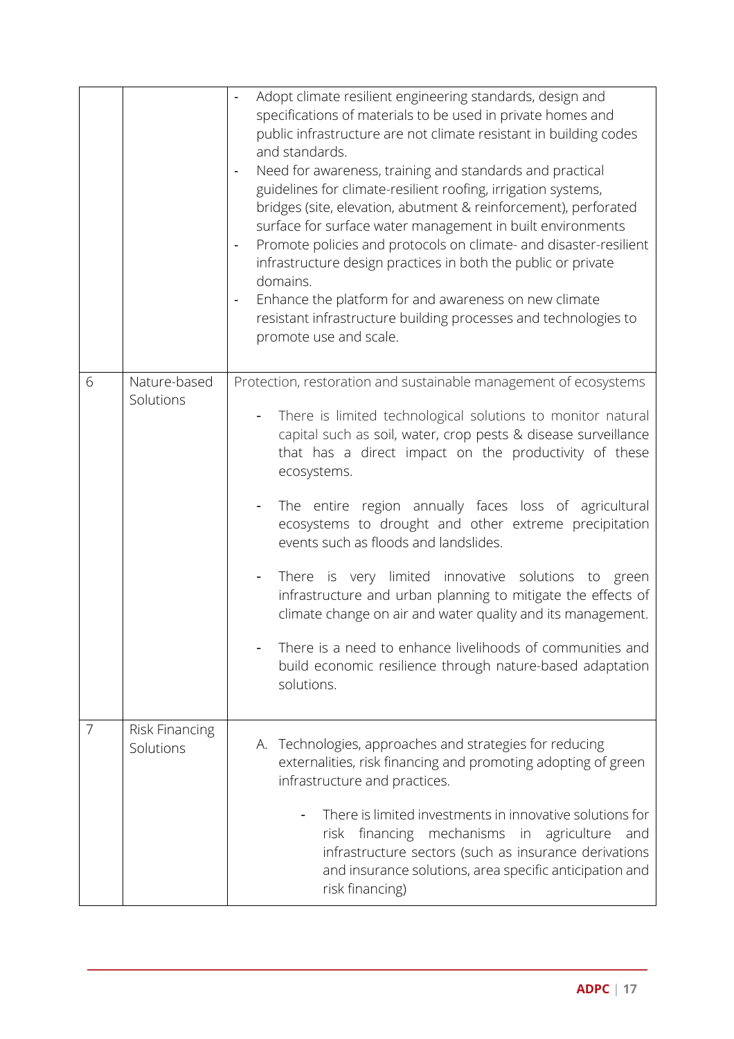| | | |
|---|---|---|
| | | - Adopt climate resilient engineering standards, design and specifications of materials to be used in private homes and public infrastructure are not climate resistant in building codes and standards.<br>- Need for awareness, training and standards and practical guidelines for climate-resilient roofing, irrigation systems, bridges (site, elevation, abutment & reinforcement), perforated surface for surface water management in built environments<br>- Promote policies and protocols on climate- and disaster-resilient infrastructure design practices in both the public or private domains.<br>- Enhance the platform for and awareness on new climate resistant infrastructure building processes and technologies to promote use and scale. |
| 6 | Nature-based Solutions | Protection, restoration and sustainable management of ecosystems<br>- There is limited technological solutions to monitor natural capital such as soil, water, crop pests & disease surveillance that has a direct impact on the productivity of these ecosystems.<br>- The entire region annually faces loss of agricultural ecosystems to drought and other extreme precipitation events such as floods and landslides.<br>- There is very limited innovative solutions to green infrastructure and urban planning to mitigate the effects of climate change on air and water quality and its management.<br>- There is a need to enhance livelihoods of communities and build economic resilience through nature-based adaptation solutions. |
| 7 | Risk Financing Solutions | A. Technologies, approaches and strategies for reducing externalities, risk financing and promoting adopting of green infrastructure and practices.<br>- There is limited investments in innovative solutions for risk financing mechanisms in agriculture and infrastructure sectors (such as insurance derivations and insurance solutions, area specific anticipation and risk financing) |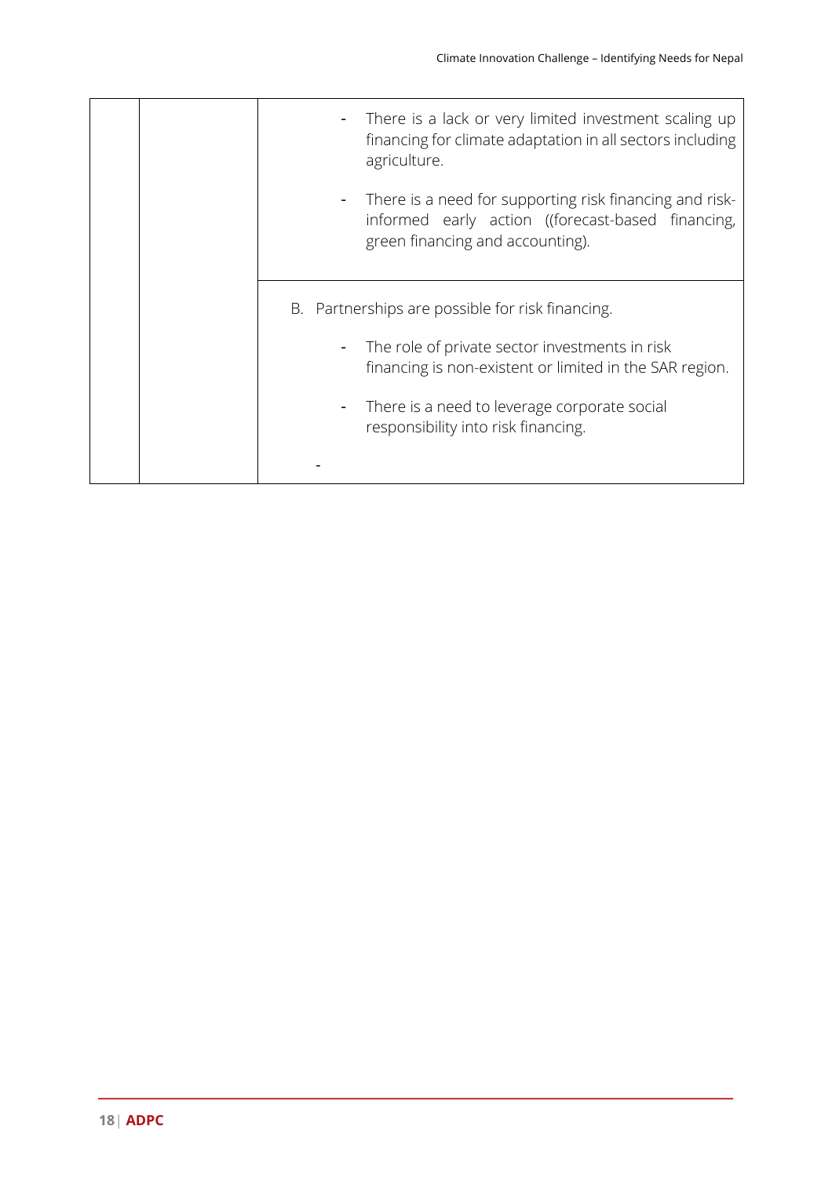| | | |
|---|---|---|
| | | - There is a lack or very limited investment scaling up financing for climate adaptation in all sectors including agriculture.<br><br>- There is a need for supporting risk financing and risk-informed early action ((forecast-based financing, green financing and accounting). |
| | | B. Partnerships are possible for risk financing.<br><br>- The role of private sector investments in risk financing is non-existent or limited in the SAR region.<br><br>- There is a need to leverage corporate social responsibility into risk financing.<br><br>- |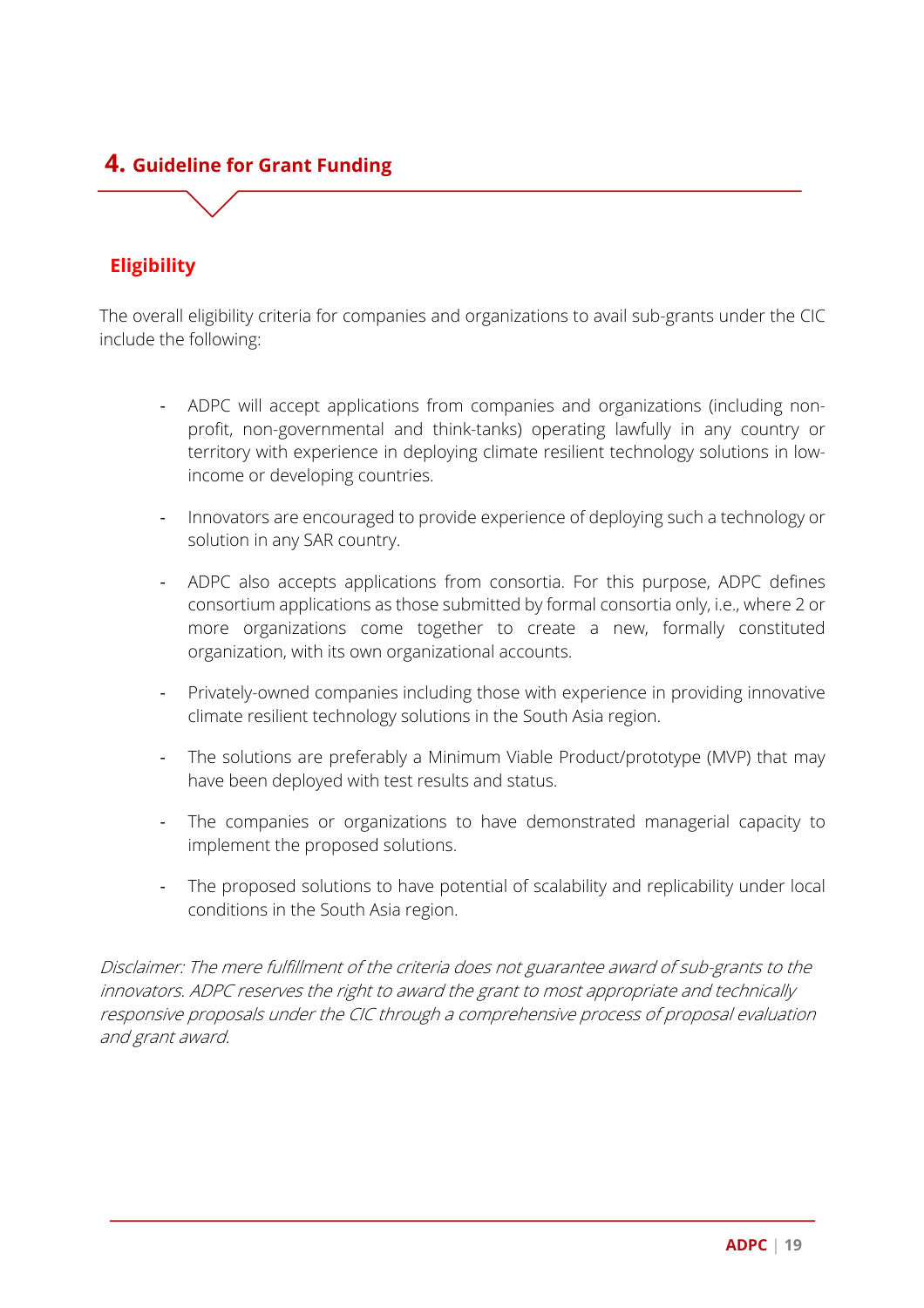## 4. Guideline for Grant Funding

### Eligibility

The overall eligibility criteria for companies and organizations to avail sub-grants under the CIC include the following:

- ADPC will accept applications from companies and organizations (including non-profit, non-governmental and think-tanks) operating lawfully in any country or territory with experience in deploying climate resilient technology solutions in low-income or developing countries.
- Innovators are encouraged to provide experience of deploying such a technology or solution in any SAR country.
- ADPC also accepts applications from consortia. For this purpose, ADPC defines consortium applications as those submitted by formal consortia only, i.e., where 2 or more organizations come together to create a new, formally constituted organization, with its own organizational accounts.
- Privately-owned companies including those with experience in providing innovative climate resilient technology solutions in the South Asia region.
- The solutions are preferably a Minimum Viable Product/prototype (MVP) that may have been deployed with test results and status.
- The companies or organizations to have demonstrated managerial capacity to implement the proposed solutions.
- The proposed solutions to have potential of scalability and replicability under local conditions in the South Asia region.

*Disclaimer: The mere fulfillment of the criteria does not guarantee award of sub-grants to the innovators. ADPC reserves the right to award the grant to most appropriate and technically responsive proposals under the CIC through a comprehensive process of proposal evaluation and grant award.*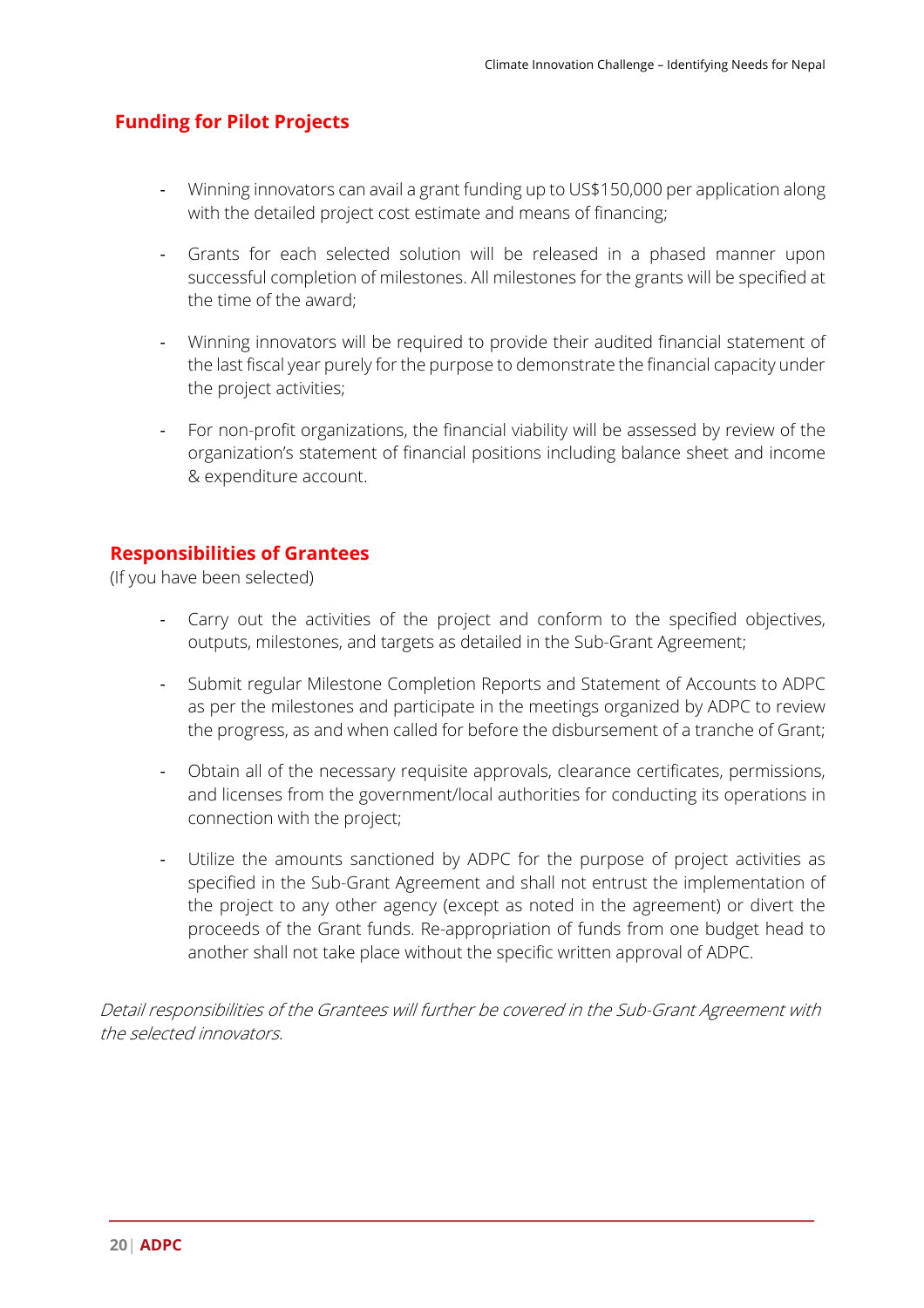## Funding for Pilot Projects

- Winning innovators can avail a grant funding up to US$150,000 per application along with the detailed project cost estimate and means of financing;
- Grants for each selected solution will be released in a phased manner upon successful completion of milestones. All milestones for the grants will be specified at the time of the award;
- Winning innovators will be required to provide their audited financial statement of the last fiscal year purely for the purpose to demonstrate the financial capacity under the project activities;
- For non-profit organizations, the financial viability will be assessed by review of the organization's statement of financial positions including balance sheet and income & expenditure account.

## Responsibilities of Grantees

(If you have been selected)

- Carry out the activities of the project and conform to the specified objectives, outputs, milestones, and targets as detailed in the Sub-Grant Agreement;
- Submit regular Milestone Completion Reports and Statement of Accounts to ADPC as per the milestones and participate in the meetings organized by ADPC to review the progress, as and when called for before the disbursement of a tranche of Grant;
- Obtain all of the necessary requisite approvals, clearance certificates, permissions, and licenses from the government/local authorities for conducting its operations in connection with the project;
- Utilize the amounts sanctioned by ADPC for the purpose of project activities as specified in the Sub-Grant Agreement and shall not entrust the implementation of the project to any other agency (except as noted in the agreement) or divert the proceeds of the Grant funds. Re-appropriation of funds from one budget head to another shall not take place without the specific written approval of ADPC.

*Detail responsibilities of the Grantees will further be covered in the Sub-Grant Agreement with the selected innovators.*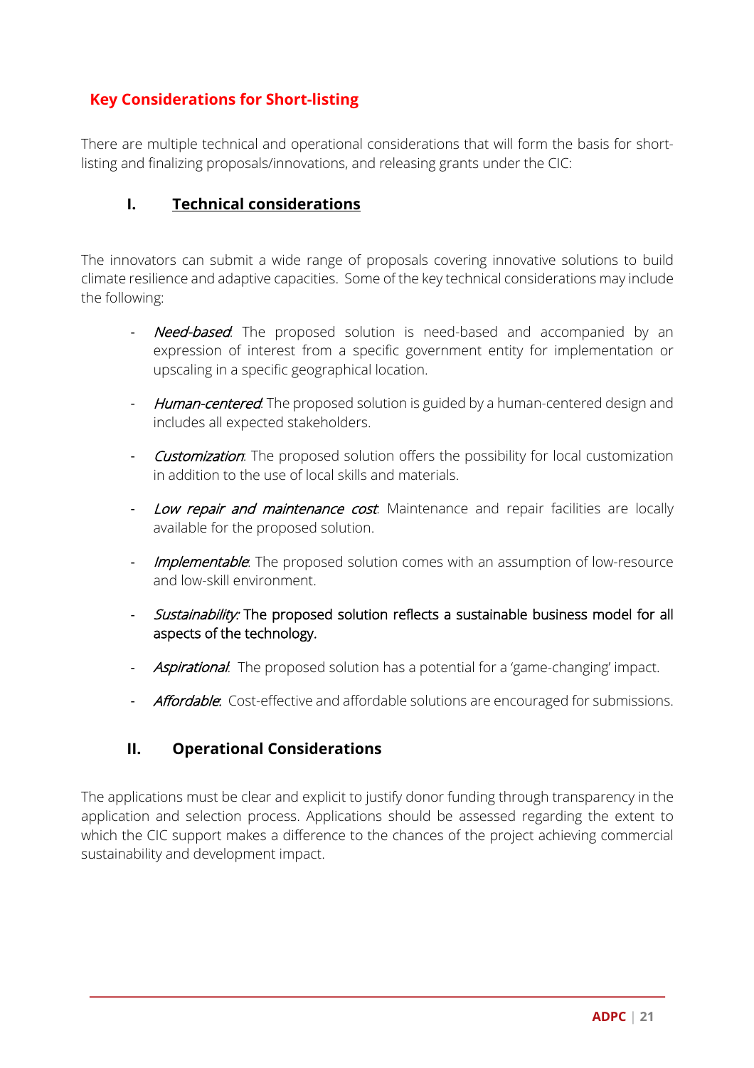## Key Considerations for Short-listing

There are multiple technical and operational considerations that will form the basis for short-listing and finalizing proposals/innovations, and releasing grants under the CIC:

### I. Technical considerations

The innovators can submit a wide range of proposals covering innovative solutions to build climate resilience and adaptive capacities. Some of the key technical considerations may include the following:

- *Need-based*: The proposed solution is need-based and accompanied by an expression of interest from a specific government entity for implementation or upscaling in a specific geographical location.
- *Human-centered*: The proposed solution is guided by a human-centered design and includes all expected stakeholders.
- *Customization*: The proposed solution offers the possibility for local customization in addition to the use of local skills and materials.
- *Low repair and maintenance cost*: Maintenance and repair facilities are locally available for the proposed solution.
- *Implementable*: The proposed solution comes with an assumption of low-resource and low-skill environment.
- *Sustainability:* The proposed solution reflects a sustainable business model for all aspects of the technology.
- *Aspirational*: The proposed solution has a potential for a 'game-changing' impact.
- *Affordable*: Cost-effective and affordable solutions are encouraged for submissions.

### II. Operational Considerations

The applications must be clear and explicit to justify donor funding through transparency in the application and selection process. Applications should be assessed regarding the extent to which the CIC support makes a difference to the chances of the project achieving commercial sustainability and development impact.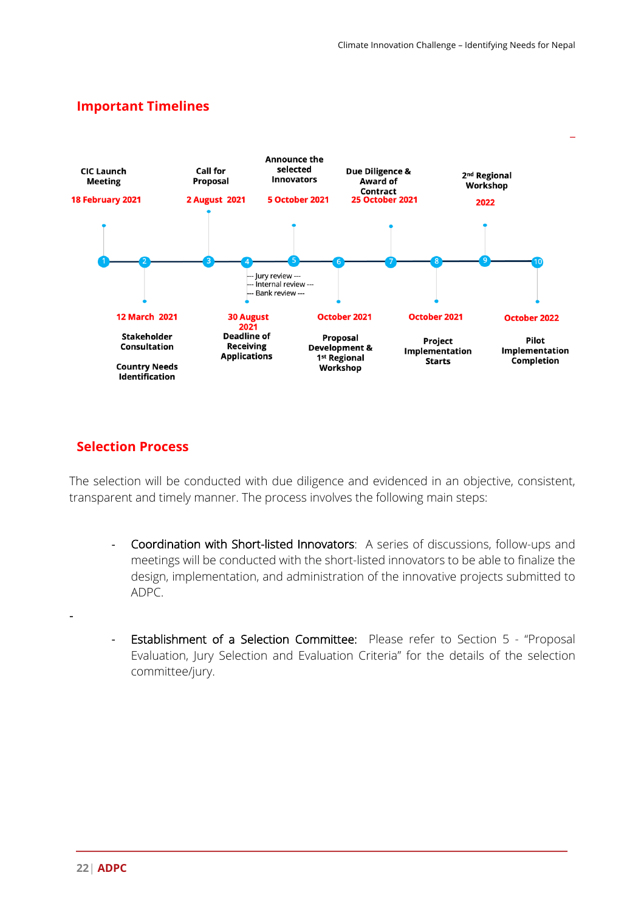## Important Timelines

1. **CIC Launch Meeting** — 18 February 2021
2. **Stakeholder Consultation** / **Country Needs Identification** — 12 March 2021
3. **Call for Proposal** — 2 August 2021
4. **Deadline of Receiving Applications** — 30 August 2021
   - Jury review
   - Internal review
   - Bank review
5. **Announce the selected Innovators** — 5 October 2021
6. **Proposal Development & 1st Regional Workshop** — October 2021
7. **Due Diligence & Award of Contract** — 25 October 2021
8. **Project Implementation Starts** — October 2021
9. **2nd Regional Workshop** — 2022
10. **Pilot Implementation Completion** — October 2022

## Selection Process

The selection will be conducted with due diligence and evidenced in an objective, consistent, transparent and timely manner. The process involves the following main steps:

- Coordination with Short-listed Innovators: A series of discussions, follow-ups and meetings will be conducted with the short-listed innovators to be able to finalize the design, implementation, and administration of the innovative projects submitted to ADPC.

- Establishment of a Selection Committee: Please refer to Section 5 - "Proposal Evaluation, Jury Selection and Evaluation Criteria" for the details of the selection committee/jury.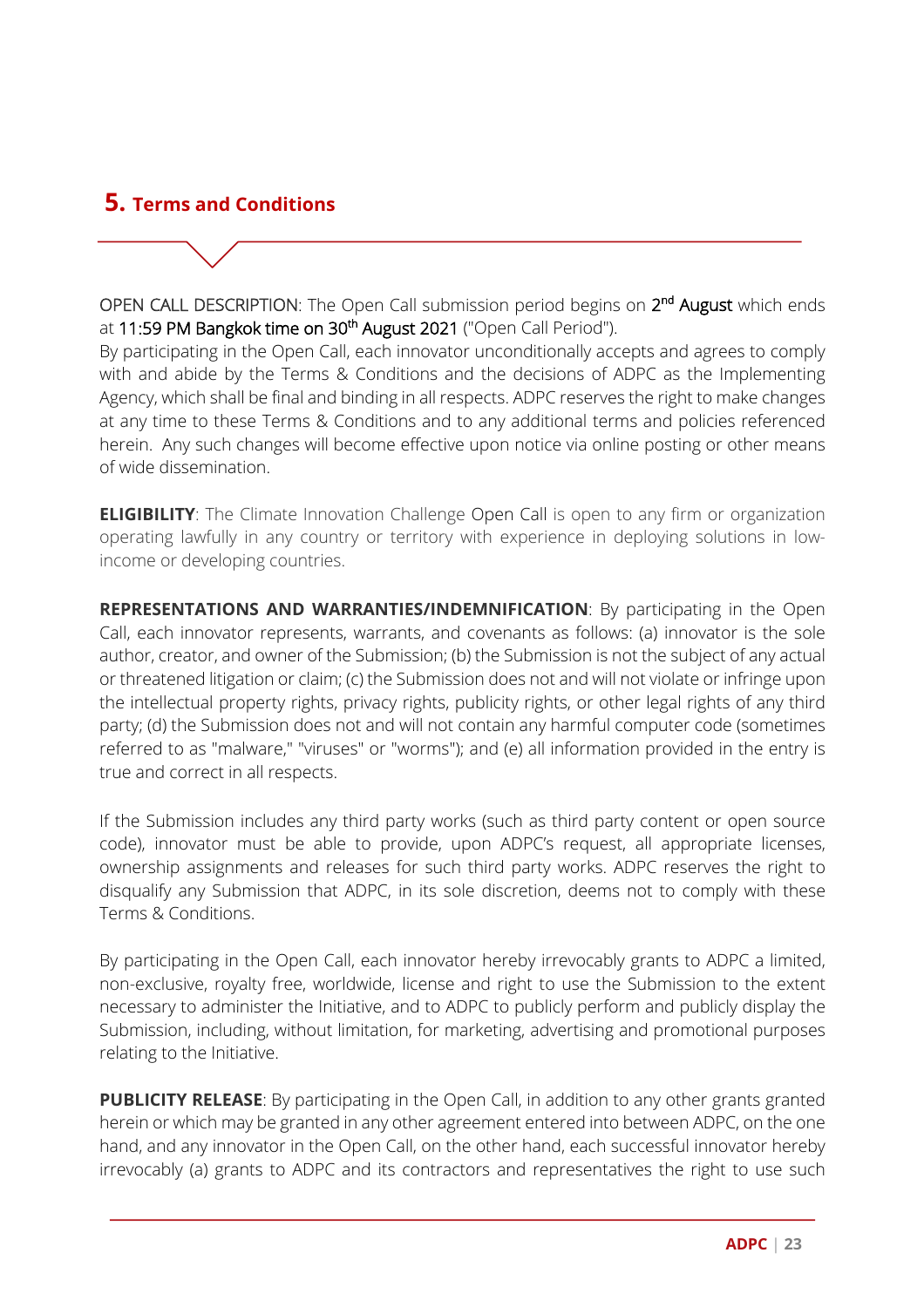## 5. Terms and Conditions

OPEN CALL DESCRIPTION: The Open Call submission period begins on 2nd August which ends at 11:59 PM Bangkok time on 30th August 2021 ("Open Call Period").

By participating in the Open Call, each innovator unconditionally accepts and agrees to comply with and abide by the Terms & Conditions and the decisions of ADPC as the Implementing Agency, which shall be final and binding in all respects. ADPC reserves the right to make changes at any time to these Terms & Conditions and to any additional terms and policies referenced herein. Any such changes will become effective upon notice via online posting or other means of wide dissemination.

**ELIGIBILITY**: The Climate Innovation Challenge Open Call is open to any firm or organization operating lawfully in any country or territory with experience in deploying solutions in low-income or developing countries.

**REPRESENTATIONS AND WARRANTIES/INDEMNIFICATION**: By participating in the Open Call, each innovator represents, warrants, and covenants as follows: (a) innovator is the sole author, creator, and owner of the Submission; (b) the Submission is not the subject of any actual or threatened litigation or claim; (c) the Submission does not and will not violate or infringe upon the intellectual property rights, privacy rights, publicity rights, or other legal rights of any third party; (d) the Submission does not and will not contain any harmful computer code (sometimes referred to as "malware," "viruses" or "worms"); and (e) all information provided in the entry is true and correct in all respects.

If the Submission includes any third party works (such as third party content or open source code), innovator must be able to provide, upon ADPC's request, all appropriate licenses, ownership assignments and releases for such third party works. ADPC reserves the right to disqualify any Submission that ADPC, in its sole discretion, deems not to comply with these Terms & Conditions.

By participating in the Open Call, each innovator hereby irrevocably grants to ADPC a limited, non-exclusive, royalty free, worldwide, license and right to use the Submission to the extent necessary to administer the Initiative, and to ADPC to publicly perform and publicly display the Submission, including, without limitation, for marketing, advertising and promotional purposes relating to the Initiative.

**PUBLICITY RELEASE**: By participating in the Open Call, in addition to any other grants granted herein or which may be granted in any other agreement entered into between ADPC, on the one hand, and any innovator in the Open Call, on the other hand, each successful innovator hereby irrevocably (a) grants to ADPC and its contractors and representatives the right to use such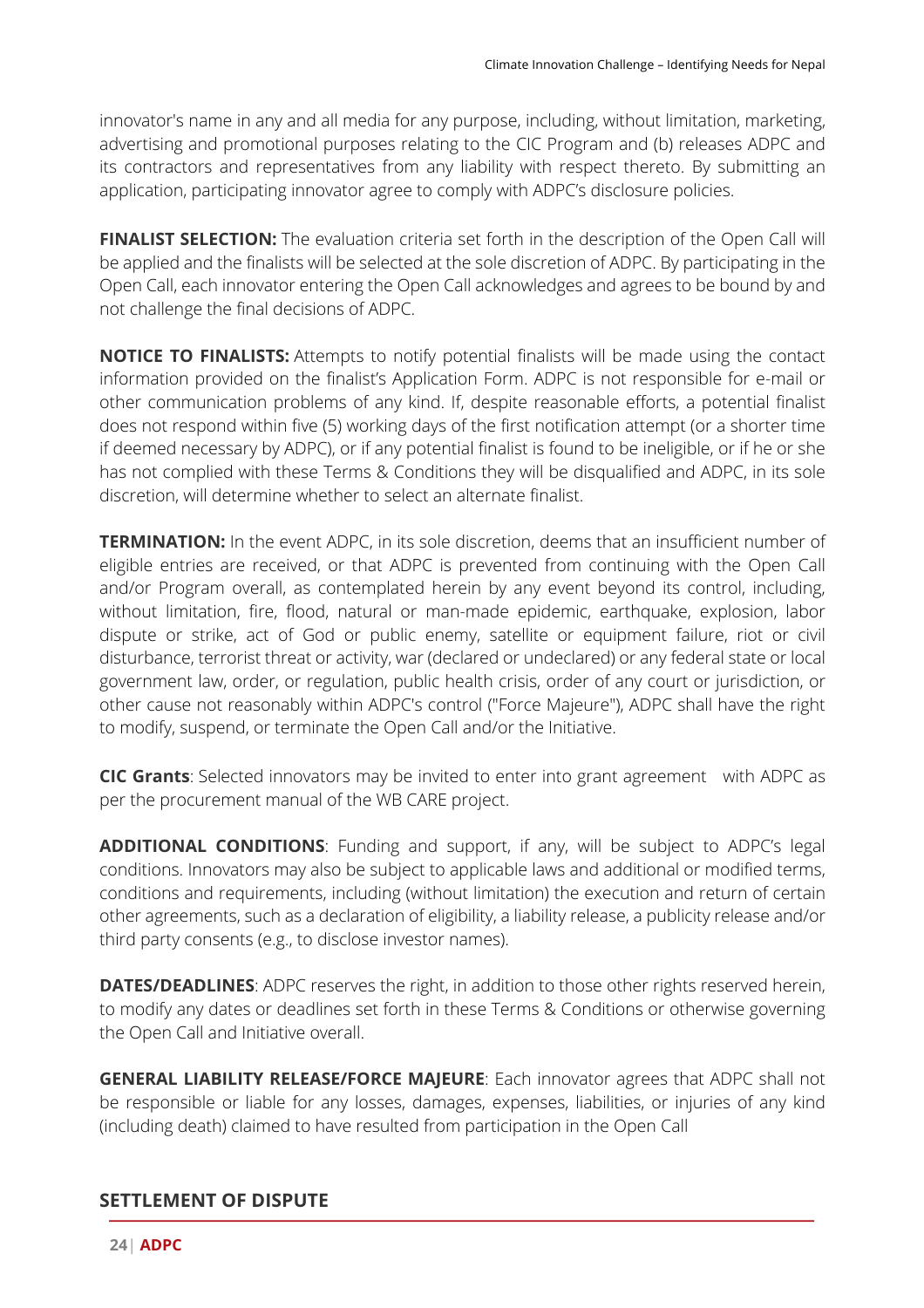innovator's name in any and all media for any purpose, including, without limitation, marketing, advertising and promotional purposes relating to the CIC Program and (b) releases ADPC and its contractors and representatives from any liability with respect thereto. By submitting an application, participating innovator agree to comply with ADPC's disclosure policies.

**FINALIST SELECTION:** The evaluation criteria set forth in the description of the Open Call will be applied and the finalists will be selected at the sole discretion of ADPC. By participating in the Open Call, each innovator entering the Open Call acknowledges and agrees to be bound by and not challenge the final decisions of ADPC.

**NOTICE TO FINALISTS:** Attempts to notify potential finalists will be made using the contact information provided on the finalist's Application Form. ADPC is not responsible for e-mail or other communication problems of any kind. If, despite reasonable efforts, a potential finalist does not respond within five (5) working days of the first notification attempt (or a shorter time if deemed necessary by ADPC), or if any potential finalist is found to be ineligible, or if he or she has not complied with these Terms & Conditions they will be disqualified and ADPC, in its sole discretion, will determine whether to select an alternate finalist.

**TERMINATION:** In the event ADPC, in its sole discretion, deems that an insufficient number of eligible entries are received, or that ADPC is prevented from continuing with the Open Call and/or Program overall, as contemplated herein by any event beyond its control, including, without limitation, fire, flood, natural or man-made epidemic, earthquake, explosion, labor dispute or strike, act of God or public enemy, satellite or equipment failure, riot or civil disturbance, terrorist threat or activity, war (declared or undeclared) or any federal state or local government law, order, or regulation, public health crisis, order of any court or jurisdiction, or other cause not reasonably within ADPC's control ("Force Majeure"), ADPC shall have the right to modify, suspend, or terminate the Open Call and/or the Initiative.

**CIC Grants**: Selected innovators may be invited to enter into grant agreement with ADPC as per the procurement manual of the WB CARE project.

**ADDITIONAL CONDITIONS**: Funding and support, if any, will be subject to ADPC's legal conditions. Innovators may also be subject to applicable laws and additional or modified terms, conditions and requirements, including (without limitation) the execution and return of certain other agreements, such as a declaration of eligibility, a liability release, a publicity release and/or third party consents (e.g., to disclose investor names).

**DATES/DEADLINES**: ADPC reserves the right, in addition to those other rights reserved herein, to modify any dates or deadlines set forth in these Terms & Conditions or otherwise governing the Open Call and Initiative overall.

**GENERAL LIABILITY RELEASE/FORCE MAJEURE**: Each innovator agrees that ADPC shall not be responsible or liable for any losses, damages, expenses, liabilities, or injuries of any kind (including death) claimed to have resulted from participation in the Open Call

## SETTLEMENT OF DISPUTE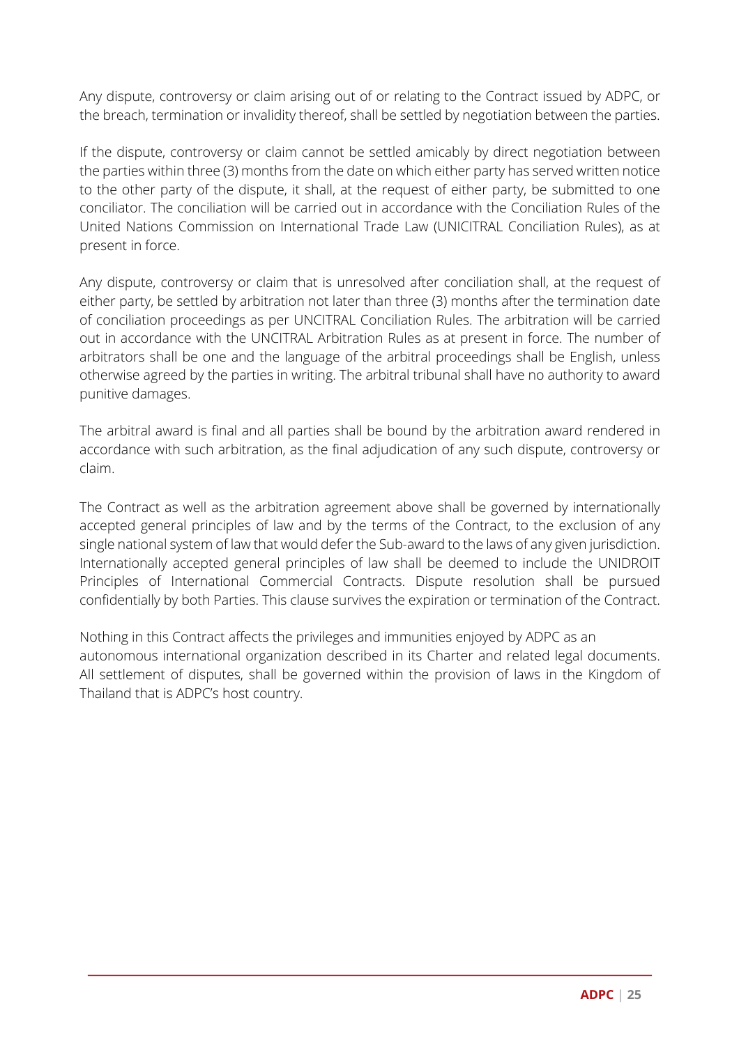Any dispute, controversy or claim arising out of or relating to the Contract issued by ADPC, or the breach, termination or invalidity thereof, shall be settled by negotiation between the parties.

If the dispute, controversy or claim cannot be settled amicably by direct negotiation between the parties within three (3) months from the date on which either party has served written notice to the other party of the dispute, it shall, at the request of either party, be submitted to one conciliator. The conciliation will be carried out in accordance with the Conciliation Rules of the United Nations Commission on International Trade Law (UNICITRAL Conciliation Rules), as at present in force.

Any dispute, controversy or claim that is unresolved after conciliation shall, at the request of either party, be settled by arbitration not later than three (3) months after the termination date of conciliation proceedings as per UNCITRAL Conciliation Rules. The arbitration will be carried out in accordance with the UNCITRAL Arbitration Rules as at present in force. The number of arbitrators shall be one and the language of the arbitral proceedings shall be English, unless otherwise agreed by the parties in writing. The arbitral tribunal shall have no authority to award punitive damages.

The arbitral award is final and all parties shall be bound by the arbitration award rendered in accordance with such arbitration, as the final adjudication of any such dispute, controversy or claim.

The Contract as well as the arbitration agreement above shall be governed by internationally accepted general principles of law and by the terms of the Contract, to the exclusion of any single national system of law that would defer the Sub-award to the laws of any given jurisdiction. Internationally accepted general principles of law shall be deemed to include the UNIDROIT Principles of International Commercial Contracts. Dispute resolution shall be pursued confidentially by both Parties. This clause survives the expiration or termination of the Contract.

Nothing in this Contract affects the privileges and immunities enjoyed by ADPC as an autonomous international organization described in its Charter and related legal documents. All settlement of disputes, shall be governed within the provision of laws in the Kingdom of Thailand that is ADPC's host country.